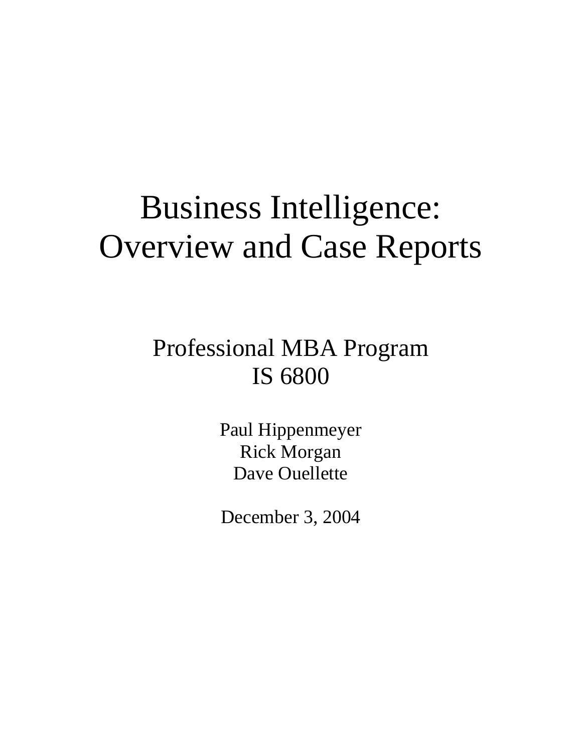# Business Intelligence: Overview and Case Reports

Professional MBA Program
IS 6800

Paul Hippenmeyer
Rick Morgan
Dave Ouellette

December 3, 2004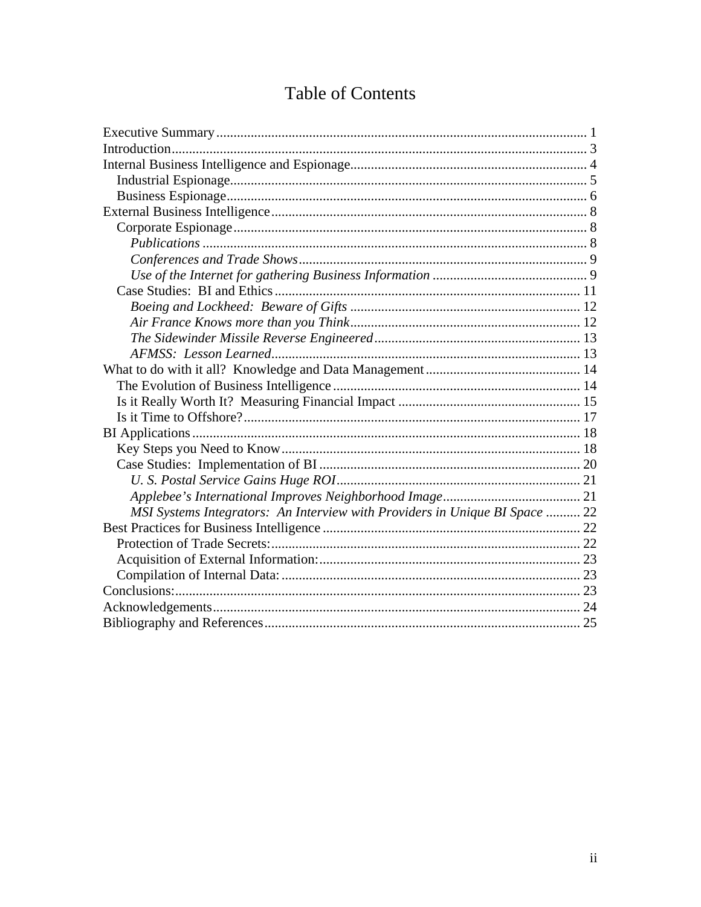# Table of Contents

Executive Summary .......... 1
Introduction .......... 3
Internal Business Intelligence and Espionage .......... 4
  Industrial Espionage .......... 5
  Business Espionage .......... 6
External Business Intelligence .......... 8
  Corporate Espionage .......... 8
    *Publications* .......... 8
    *Conferences and Trade Shows* .......... 9
    *Use of the Internet for gathering Business Information* .......... 9
  Case Studies: BI and Ethics .......... 11
    *Boeing and Lockheed: Beware of Gifts* .......... 12
    *Air France Knows more than you Think* .......... 12
    *The Sidewinder Missile Reverse Engineered* .......... 13
    *AFMSS: Lesson Learned* .......... 13
What to do with it all? Knowledge and Data Management .......... 14
  The Evolution of Business Intelligence .......... 14
  Is it Really Worth It? Measuring Financial Impact .......... 15
  Is it Time to Offshore? .......... 17
BI Applications .......... 18
  Key Steps you Need to Know .......... 18
  Case Studies: Implementation of BI .......... 20
    *U. S. Postal Service Gains Huge ROI* .......... 21
    *Applebee's International Improves Neighborhood Image* .......... 21
    *MSI Systems Integrators: An Interview with Providers in Unique BI Space* .......... 22
Best Practices for Business Intelligence .......... 22
  Protection of Trade Secrets: .......... 22
  Acquisition of External Information: .......... 23
  Compilation of Internal Data: .......... 23
Conclusions: .......... 23
Acknowledgements .......... 24
Bibliography and References .......... 25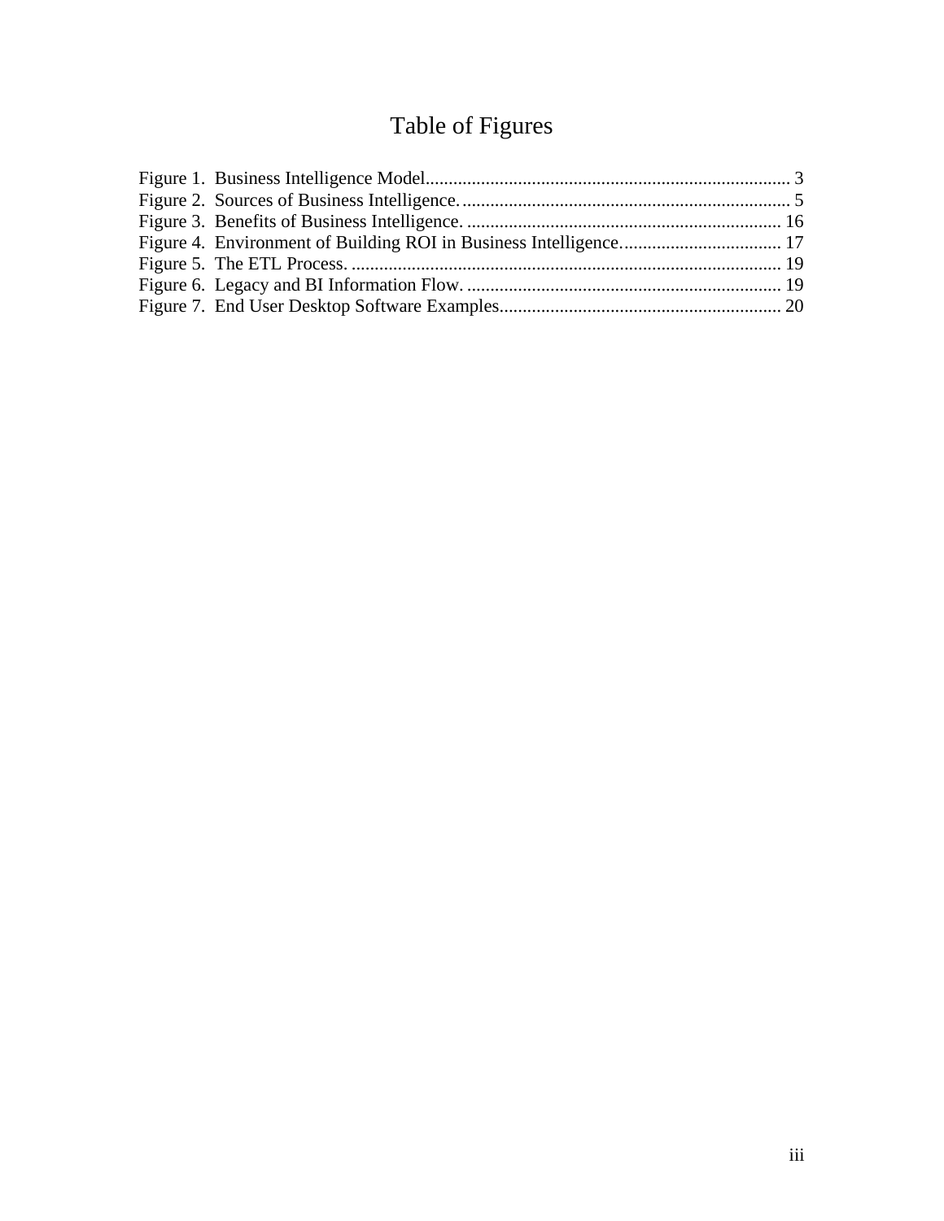# Table of Figures

Figure 1. Business Intelligence Model............................................................................... 3
Figure 2. Sources of Business Intelligence....................................................................... 5
Figure 3. Benefits of Business Intelligence. .................................................................... 16
Figure 4. Environment of Building ROI in Business Intelligence.................................... 17
Figure 5. The ETL Process. ............................................................................................ 19
Figure 6. Legacy and BI Information Flow. .................................................................... 19
Figure 7. End User Desktop Software Examples............................................................ 20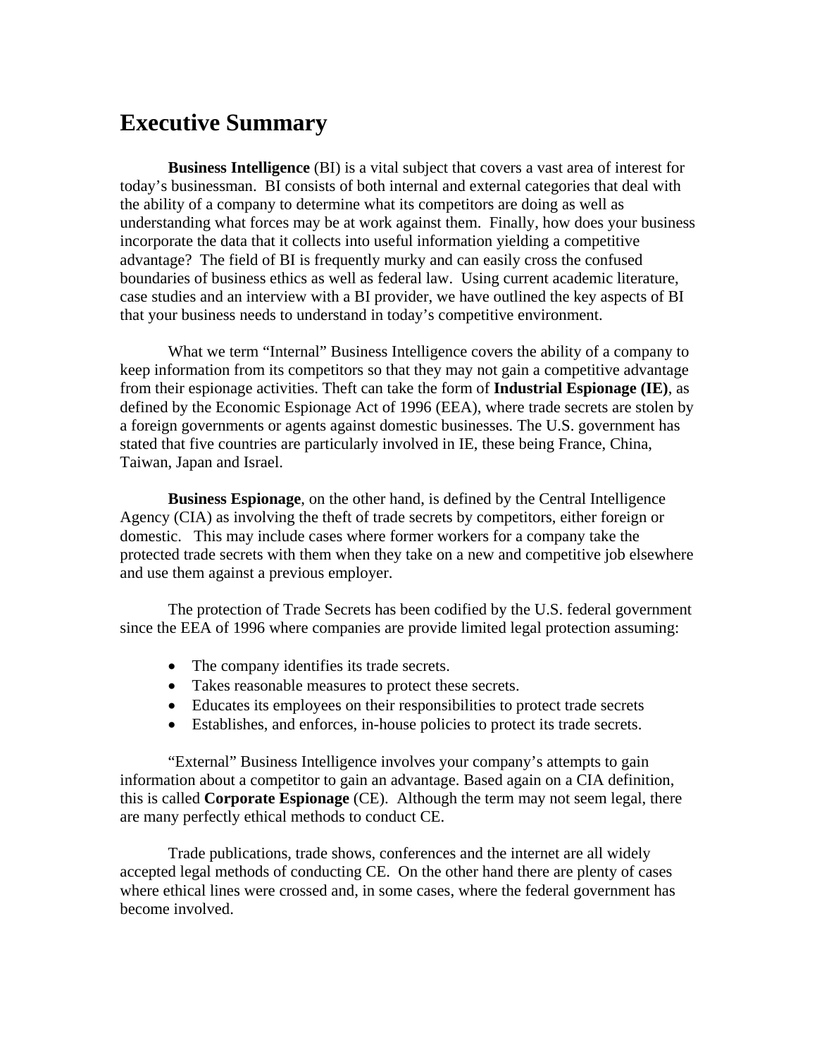# Executive Summary

**Business Intelligence** (BI) is a vital subject that covers a vast area of interest for today's businessman. BI consists of both internal and external categories that deal with the ability of a company to determine what its competitors are doing as well as understanding what forces may be at work against them. Finally, how does your business incorporate the data that it collects into useful information yielding a competitive advantage? The field of BI is frequently murky and can easily cross the confused boundaries of business ethics as well as federal law. Using current academic literature, case studies and an interview with a BI provider, we have outlined the key aspects of BI that your business needs to understand in today's competitive environment.

What we term "Internal" Business Intelligence covers the ability of a company to keep information from its competitors so that they may not gain a competitive advantage from their espionage activities. Theft can take the form of **Industrial Espionage (IE)**, as defined by the Economic Espionage Act of 1996 (EEA), where trade secrets are stolen by a foreign governments or agents against domestic businesses. The U.S. government has stated that five countries are particularly involved in IE, these being France, China, Taiwan, Japan and Israel.

**Business Espionage**, on the other hand, is defined by the Central Intelligence Agency (CIA) as involving the theft of trade secrets by competitors, either foreign or domestic. This may include cases where former workers for a company take the protected trade secrets with them when they take on a new and competitive job elsewhere and use them against a previous employer.

The protection of Trade Secrets has been codified by the U.S. federal government since the EEA of 1996 where companies are provide limited legal protection assuming:

- The company identifies its trade secrets.
- Takes reasonable measures to protect these secrets.
- Educates its employees on their responsibilities to protect trade secrets
- Establishes, and enforces, in-house policies to protect its trade secrets.

"External" Business Intelligence involves your company's attempts to gain information about a competitor to gain an advantage. Based again on a CIA definition, this is called **Corporate Espionage** (CE). Although the term may not seem legal, there are many perfectly ethical methods to conduct CE.

Trade publications, trade shows, conferences and the internet are all widely accepted legal methods of conducting CE. On the other hand there are plenty of cases where ethical lines were crossed and, in some cases, where the federal government has become involved.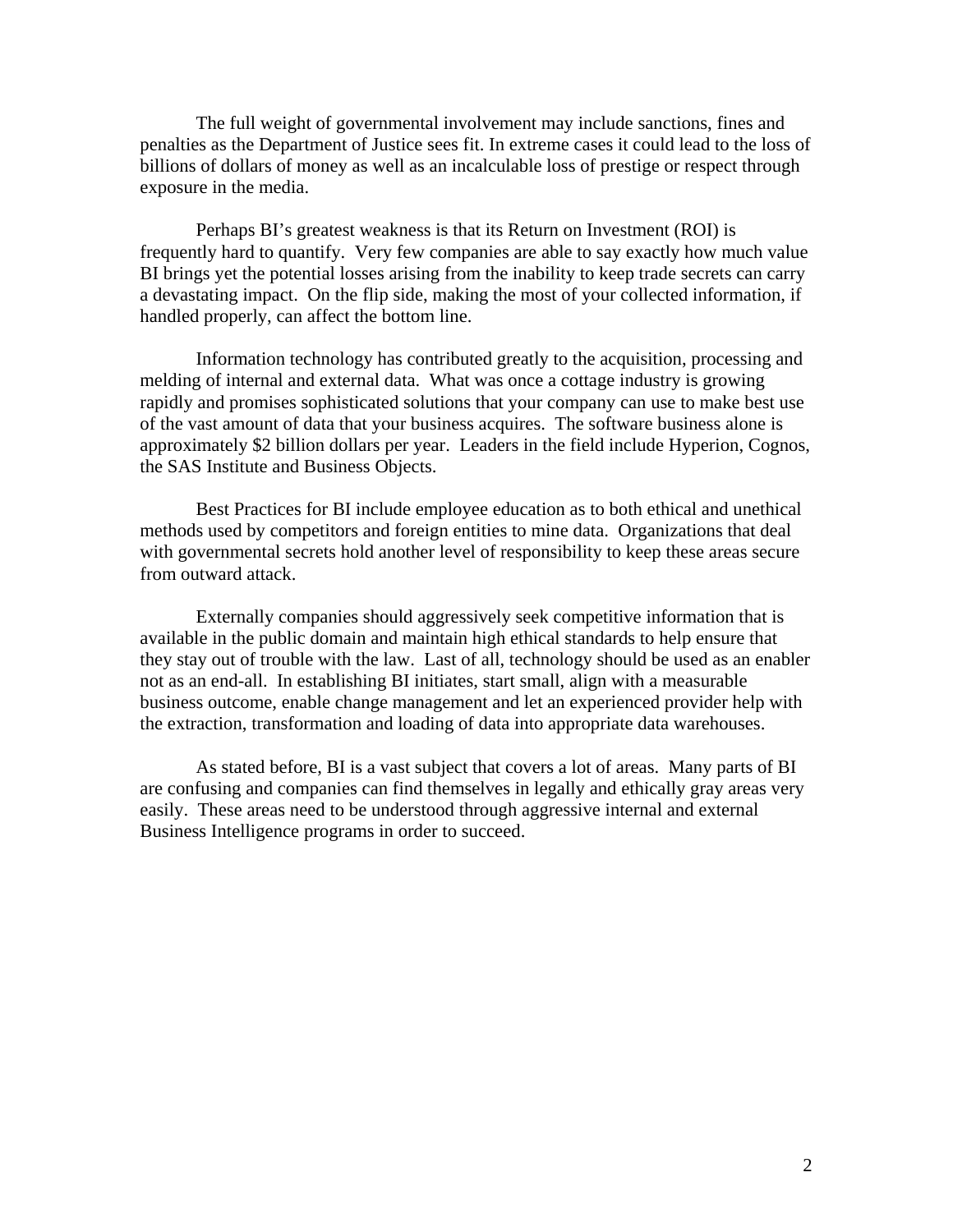The full weight of governmental involvement may include sanctions, fines and penalties as the Department of Justice sees fit. In extreme cases it could lead to the loss of billions of dollars of money as well as an incalculable loss of prestige or respect through exposure in the media.

Perhaps BI's greatest weakness is that its Return on Investment (ROI) is frequently hard to quantify. Very few companies are able to say exactly how much value BI brings yet the potential losses arising from the inability to keep trade secrets can carry a devastating impact. On the flip side, making the most of your collected information, if handled properly, can affect the bottom line.

Information technology has contributed greatly to the acquisition, processing and melding of internal and external data. What was once a cottage industry is growing rapidly and promises sophisticated solutions that your company can use to make best use of the vast amount of data that your business acquires. The software business alone is approximately $2 billion dollars per year. Leaders in the field include Hyperion, Cognos, the SAS Institute and Business Objects.

Best Practices for BI include employee education as to both ethical and unethical methods used by competitors and foreign entities to mine data. Organizations that deal with governmental secrets hold another level of responsibility to keep these areas secure from outward attack.

Externally companies should aggressively seek competitive information that is available in the public domain and maintain high ethical standards to help ensure that they stay out of trouble with the law. Last of all, technology should be used as an enabler not as an end-all. In establishing BI initiates, start small, align with a measurable business outcome, enable change management and let an experienced provider help with the extraction, transformation and loading of data into appropriate data warehouses.

As stated before, BI is a vast subject that covers a lot of areas. Many parts of BI are confusing and companies can find themselves in legally and ethically gray areas very easily. These areas need to be understood through aggressive internal and external Business Intelligence programs in order to succeed.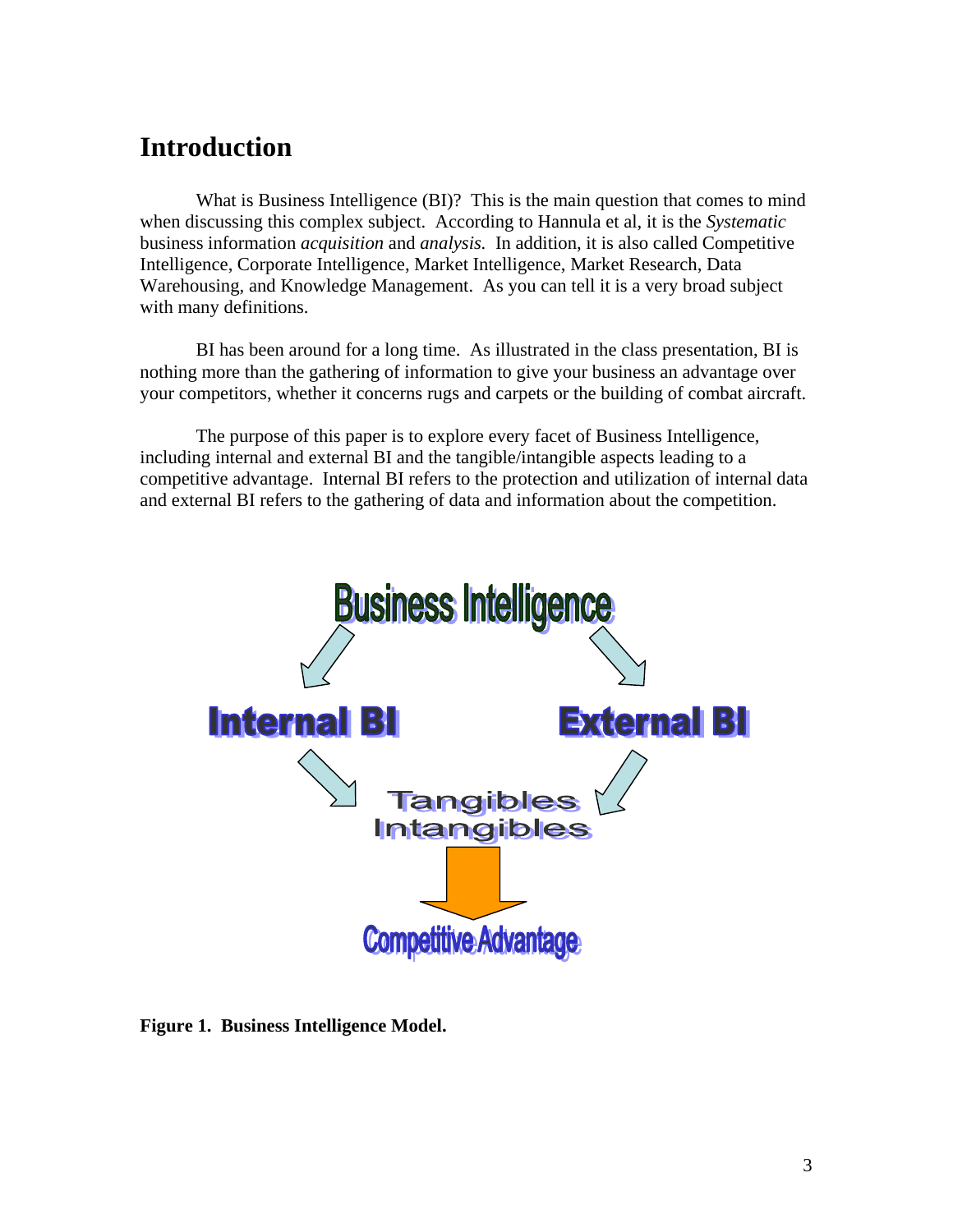# Introduction

What is Business Intelligence (BI)? This is the main question that comes to mind when discussing this complex subject. According to Hannula et al, it is the *Systematic* business information *acquisition* and *analysis.* In addition, it is also called Competitive Intelligence, Corporate Intelligence, Market Intelligence, Market Research, Data Warehousing, and Knowledge Management. As you can tell it is a very broad subject with many definitions.

BI has been around for a long time. As illustrated in the class presentation, BI is nothing more than the gathering of information to give your business an advantage over your competitors, whether it concerns rugs and carpets or the building of combat aircraft.

The purpose of this paper is to explore every facet of Business Intelligence, including internal and external BI and the tangible/intangible aspects leading to a competitive advantage. Internal BI refers to the protection and utilization of internal data and external BI refers to the gathering of data and information about the competition.

Business Intelligence

Internal BI

External BI

Tangibles
Intangibles

Competitive Advantage

**Figure 1. Business Intelligence Model.**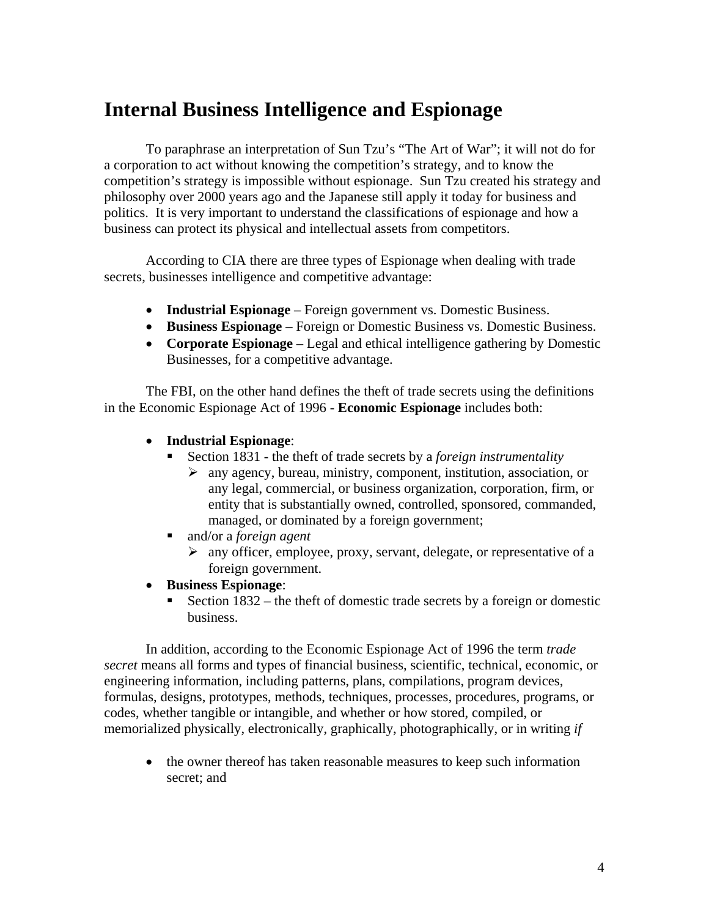# Internal Business Intelligence and Espionage

To paraphrase an interpretation of Sun Tzu's "The Art of War"; it will not do for a corporation to act without knowing the competition's strategy, and to know the competition's strategy is impossible without espionage. Sun Tzu created his strategy and philosophy over 2000 years ago and the Japanese still apply it today for business and politics. It is very important to understand the classifications of espionage and how a business can protect its physical and intellectual assets from competitors.

According to CIA there are three types of Espionage when dealing with trade secrets, businesses intelligence and competitive advantage:

- **Industrial Espionage** – Foreign government vs. Domestic Business.
- **Business Espionage** – Foreign or Domestic Business vs. Domestic Business.
- **Corporate Espionage** – Legal and ethical intelligence gathering by Domestic Businesses, for a competitive advantage.

The FBI, on the other hand defines the theft of trade secrets using the definitions in the Economic Espionage Act of 1996 - **Economic Espionage** includes both:

- **Industrial Espionage**:
  - Section 1831 - the theft of trade secrets by a *foreign instrumentality*
    - any agency, bureau, ministry, component, institution, association, or any legal, commercial, or business organization, corporation, firm, or entity that is substantially owned, controlled, sponsored, commanded, managed, or dominated by a foreign government;
  - and/or a *foreign agent*
    - any officer, employee, proxy, servant, delegate, or representative of a foreign government.
- **Business Espionage**:
  - Section 1832 – the theft of domestic trade secrets by a foreign or domestic business.

In addition, according to the Economic Espionage Act of 1996 the term *trade secret* means all forms and types of financial business, scientific, technical, economic, or engineering information, including patterns, plans, compilations, program devices, formulas, designs, prototypes, methods, techniques, processes, procedures, programs, or codes, whether tangible or intangible, and whether or how stored, compiled, or memorialized physically, electronically, graphically, photographically, or in writing *if*

- the owner thereof has taken reasonable measures to keep such information secret; and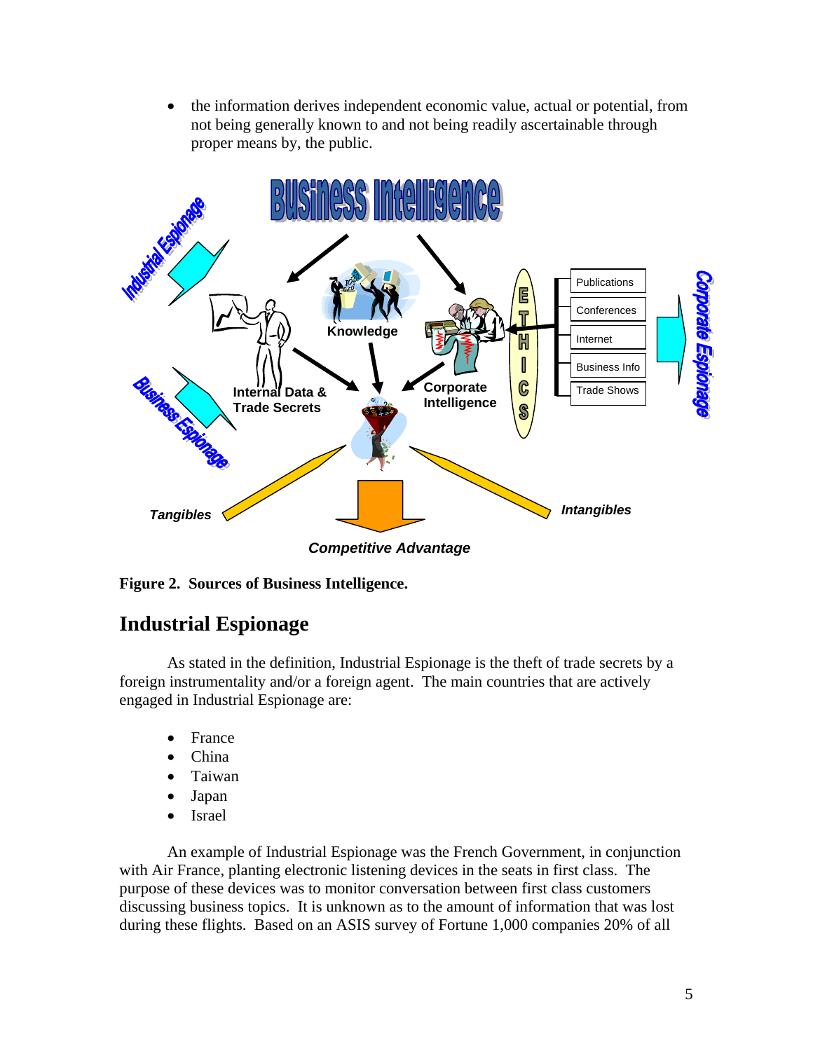- the information derives independent economic value, actual or potential, from not being generally known to and not being readily ascertainable through proper means by, the public.

**Figure 2. Sources of Business Intelligence.**

## Industrial Espionage

As stated in the definition, Industrial Espionage is the theft of trade secrets by a foreign instrumentality and/or a foreign agent. The main countries that are actively engaged in Industrial Espionage are:

- France
- China
- Taiwan
- Japan
- Israel

An example of Industrial Espionage was the French Government, in conjunction with Air France, planting electronic listening devices in the seats in first class. The purpose of these devices was to monitor conversation between first class customers discussing business topics. It is unknown as to the amount of information that was lost during these flights. Based on an ASIS survey of Fortune 1,000 companies 20% of all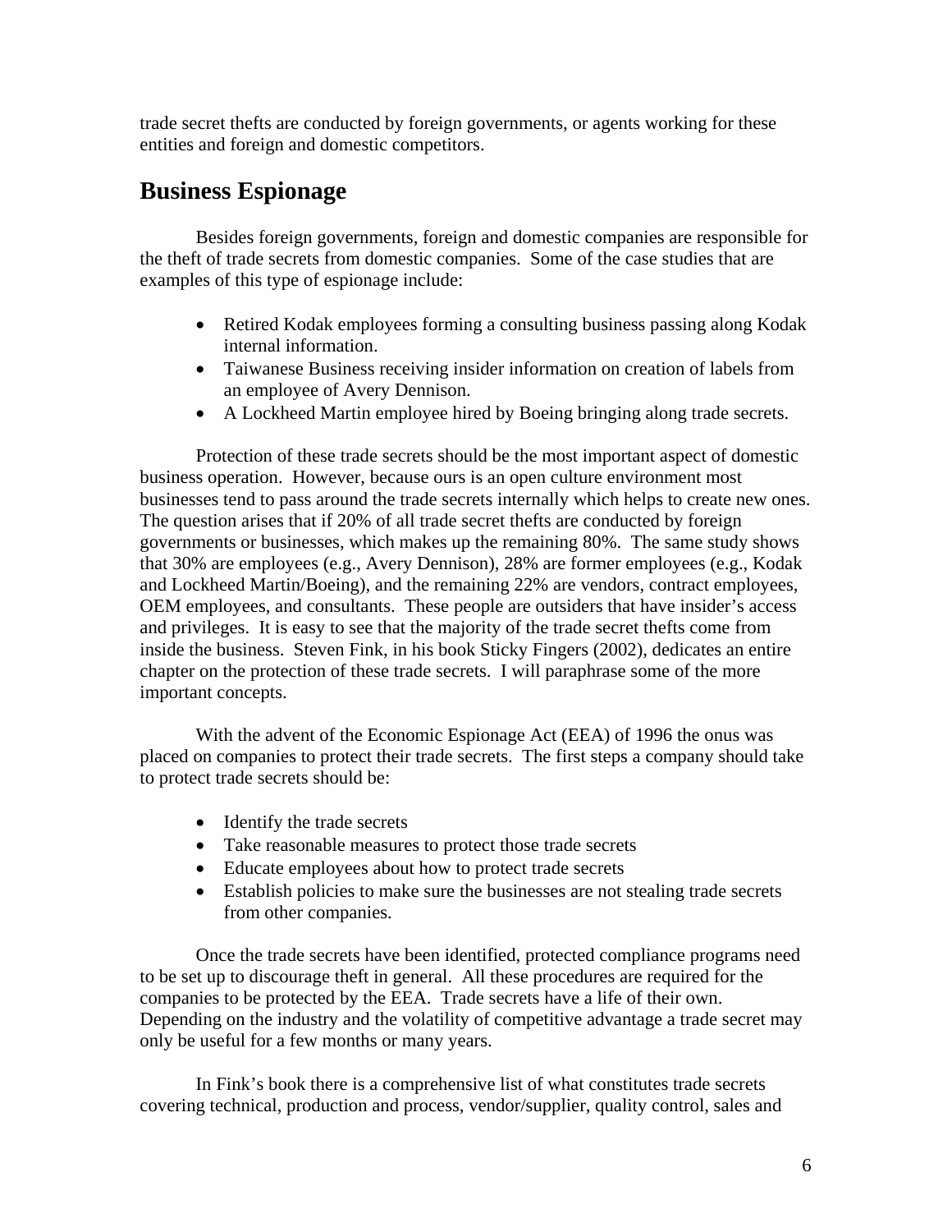trade secret thefts are conducted by foreign governments, or agents working for these entities and foreign and domestic competitors.

## Business Espionage

Besides foreign governments, foreign and domestic companies are responsible for the theft of trade secrets from domestic companies. Some of the case studies that are examples of this type of espionage include:

- Retired Kodak employees forming a consulting business passing along Kodak internal information.
- Taiwanese Business receiving insider information on creation of labels from an employee of Avery Dennison.
- A Lockheed Martin employee hired by Boeing bringing along trade secrets.

Protection of these trade secrets should be the most important aspect of domestic business operation. However, because ours is an open culture environment most businesses tend to pass around the trade secrets internally which helps to create new ones. The question arises that if 20% of all trade secret thefts are conducted by foreign governments or businesses, which makes up the remaining 80%. The same study shows that 30% are employees (e.g., Avery Dennison), 28% are former employees (e.g., Kodak and Lockheed Martin/Boeing), and the remaining 22% are vendors, contract employees, OEM employees, and consultants. These people are outsiders that have insider's access and privileges. It is easy to see that the majority of the trade secret thefts come from inside the business. Steven Fink, in his book Sticky Fingers (2002), dedicates an entire chapter on the protection of these trade secrets. I will paraphrase some of the more important concepts.

With the advent of the Economic Espionage Act (EEA) of 1996 the onus was placed on companies to protect their trade secrets. The first steps a company should take to protect trade secrets should be:

- Identify the trade secrets
- Take reasonable measures to protect those trade secrets
- Educate employees about how to protect trade secrets
- Establish policies to make sure the businesses are not stealing trade secrets from other companies.

Once the trade secrets have been identified, protected compliance programs need to be set up to discourage theft in general. All these procedures are required for the companies to be protected by the EEA. Trade secrets have a life of their own. Depending on the industry and the volatility of competitive advantage a trade secret may only be useful for a few months or many years.

In Fink's book there is a comprehensive list of what constitutes trade secrets covering technical, production and process, vendor/supplier, quality control, sales and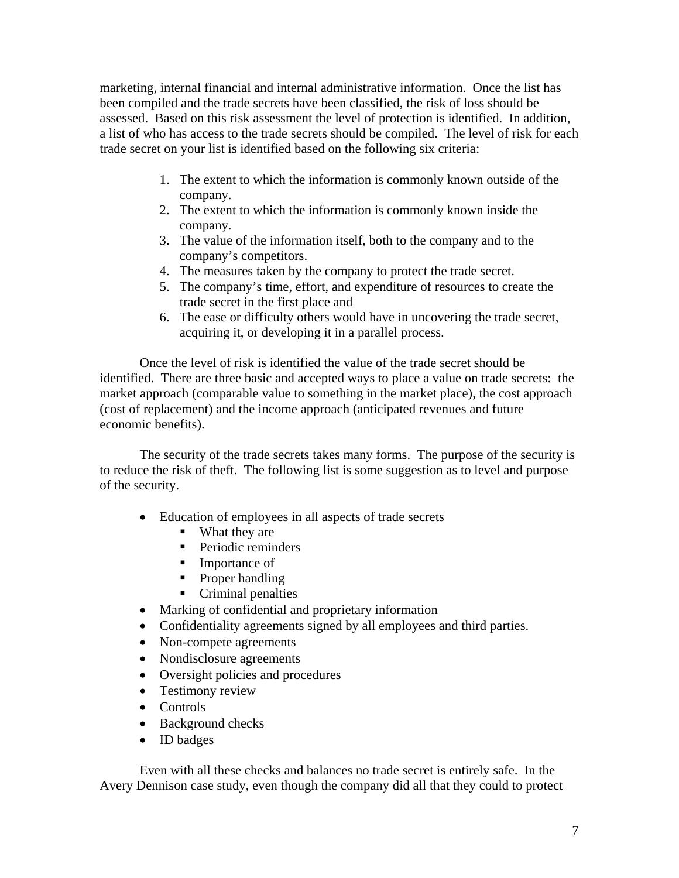marketing, internal financial and internal administrative information. Once the list has been compiled and the trade secrets have been classified, the risk of loss should be assessed. Based on this risk assessment the level of protection is identified. In addition, a list of who has access to the trade secrets should be compiled. The level of risk for each trade secret on your list is identified based on the following six criteria:

1. The extent to which the information is commonly known outside of the company.
2. The extent to which the information is commonly known inside the company.
3. The value of the information itself, both to the company and to the company's competitors.
4. The measures taken by the company to protect the trade secret.
5. The company's time, effort, and expenditure of resources to create the trade secret in the first place and
6. The ease or difficulty others would have in uncovering the trade secret, acquiring it, or developing it in a parallel process.

Once the level of risk is identified the value of the trade secret should be identified. There are three basic and accepted ways to place a value on trade secrets: the market approach (comparable value to something in the market place), the cost approach (cost of replacement) and the income approach (anticipated revenues and future economic benefits).

The security of the trade secrets takes many forms. The purpose of the security is to reduce the risk of theft. The following list is some suggestion as to level and purpose of the security.

- Education of employees in all aspects of trade secrets
  - What they are
  - Periodic reminders
  - Importance of
  - Proper handling
  - Criminal penalties
- Marking of confidential and proprietary information
- Confidentiality agreements signed by all employees and third parties.
- Non-compete agreements
- Nondisclosure agreements
- Oversight policies and procedures
- Testimony review
- Controls
- Background checks
- ID badges

Even with all these checks and balances no trade secret is entirely safe. In the Avery Dennison case study, even though the company did all that they could to protect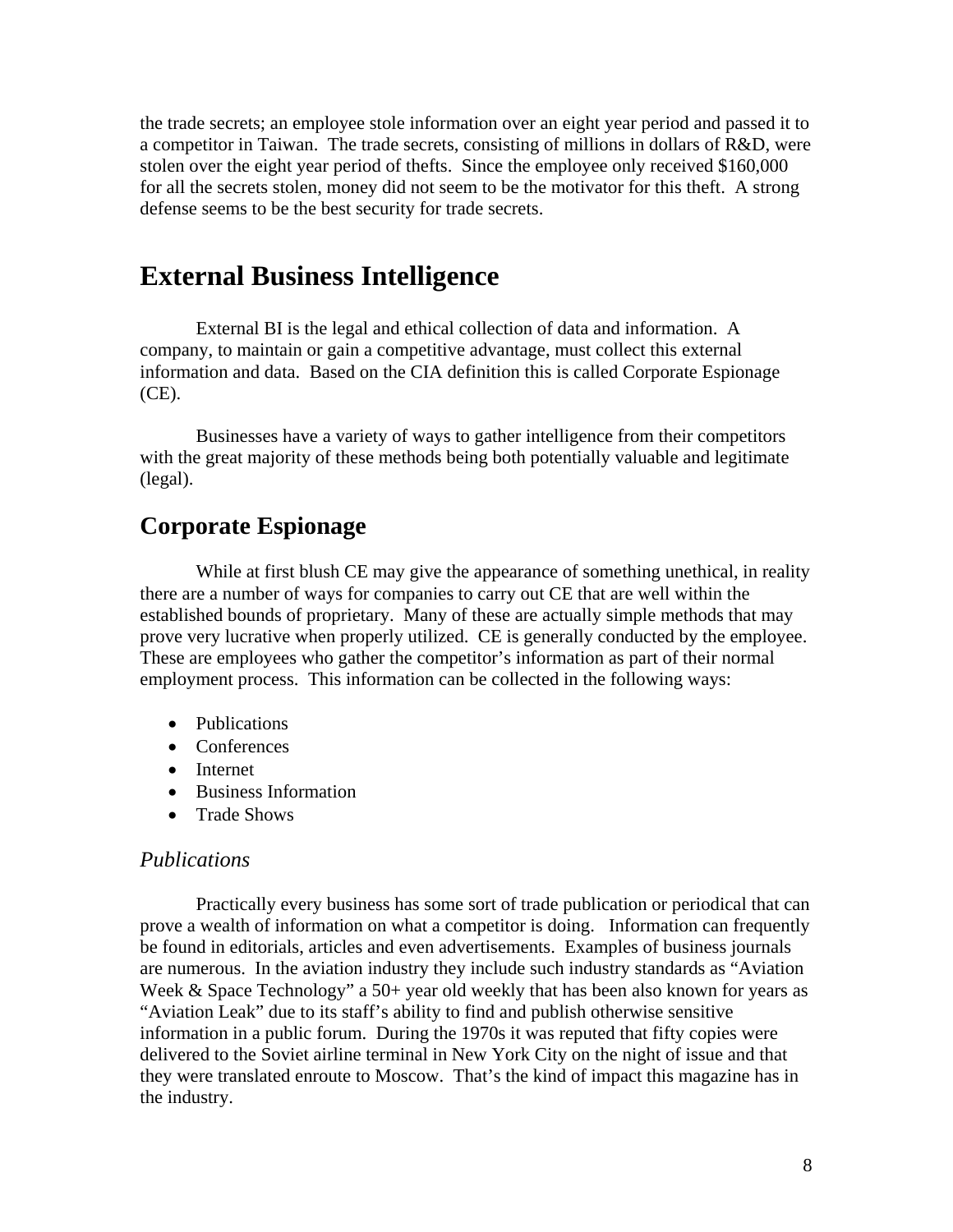the trade secrets; an employee stole information over an eight year period and passed it to a competitor in Taiwan. The trade secrets, consisting of millions in dollars of R&D, were stolen over the eight year period of thefts. Since the employee only received $160,000 for all the secrets stolen, money did not seem to be the motivator for this theft. A strong defense seems to be the best security for trade secrets.

# External Business Intelligence

External BI is the legal and ethical collection of data and information. A company, to maintain or gain a competitive advantage, must collect this external information and data. Based on the CIA definition this is called Corporate Espionage (CE).

Businesses have a variety of ways to gather intelligence from their competitors with the great majority of these methods being both potentially valuable and legitimate (legal).

## Corporate Espionage

While at first blush CE may give the appearance of something unethical, in reality there are a number of ways for companies to carry out CE that are well within the established bounds of proprietary. Many of these are actually simple methods that may prove very lucrative when properly utilized. CE is generally conducted by the employee. These are employees who gather the competitor's information as part of their normal employment process. This information can be collected in the following ways:

- Publications
- Conferences
- Internet
- Business Information
- Trade Shows

### *Publications*

Practically every business has some sort of trade publication or periodical that can prove a wealth of information on what a competitor is doing. Information can frequently be found in editorials, articles and even advertisements. Examples of business journals are numerous. In the aviation industry they include such industry standards as "Aviation Week & Space Technology" a 50+ year old weekly that has been also known for years as "Aviation Leak" due to its staff's ability to find and publish otherwise sensitive information in a public forum. During the 1970s it was reputed that fifty copies were delivered to the Soviet airline terminal in New York City on the night of issue and that they were translated enroute to Moscow. That's the kind of impact this magazine has in the industry.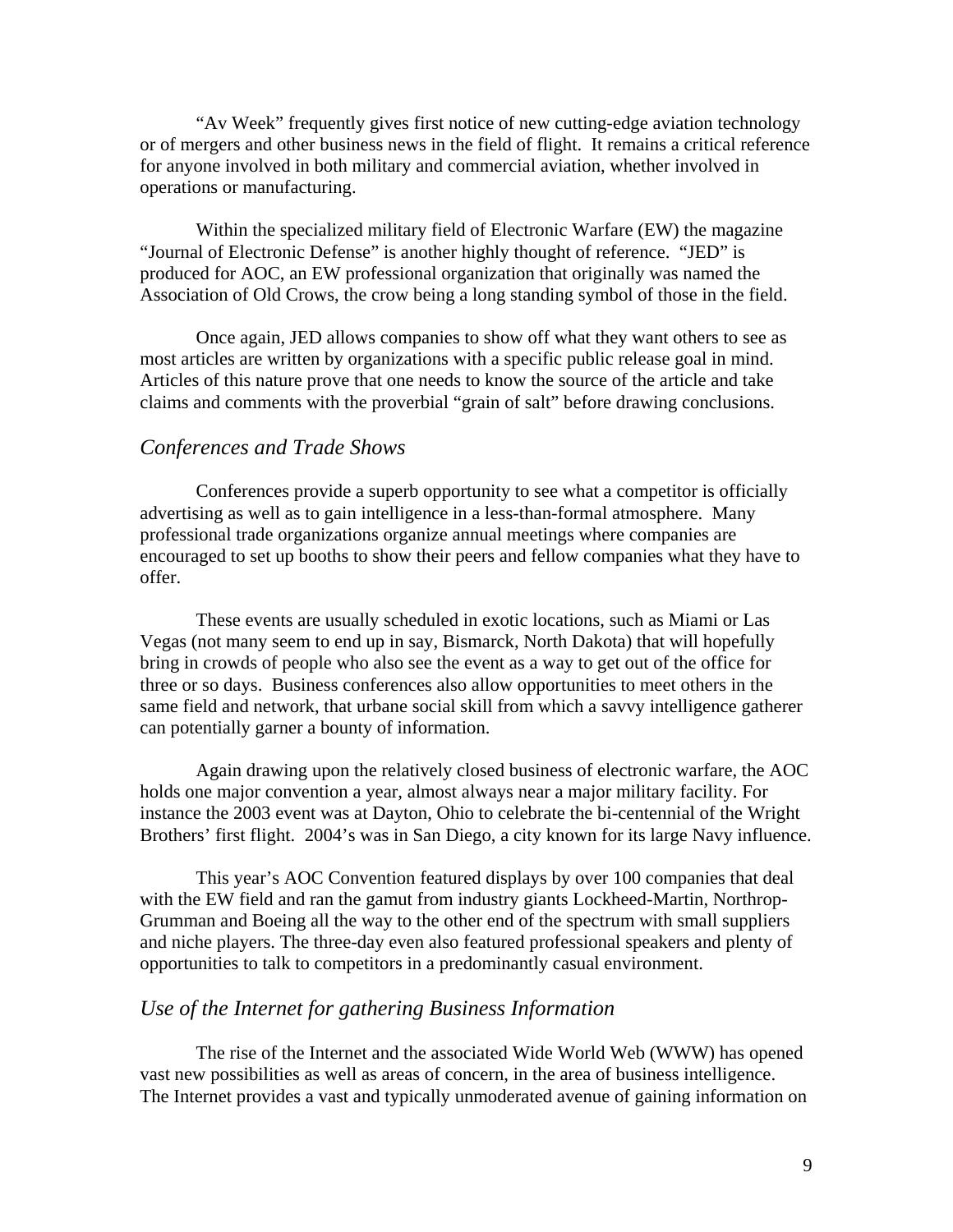"Av Week" frequently gives first notice of new cutting-edge aviation technology or of mergers and other business news in the field of flight. It remains a critical reference for anyone involved in both military and commercial aviation, whether involved in operations or manufacturing.

Within the specialized military field of Electronic Warfare (EW) the magazine "Journal of Electronic Defense" is another highly thought of reference. "JED" is produced for AOC, an EW professional organization that originally was named the Association of Old Crows, the crow being a long standing symbol of those in the field.

Once again, JED allows companies to show off what they want others to see as most articles are written by organizations with a specific public release goal in mind. Articles of this nature prove that one needs to know the source of the article and take claims and comments with the proverbial "grain of salt" before drawing conclusions.

## *Conferences and Trade Shows*

Conferences provide a superb opportunity to see what a competitor is officially advertising as well as to gain intelligence in a less-than-formal atmosphere. Many professional trade organizations organize annual meetings where companies are encouraged to set up booths to show their peers and fellow companies what they have to offer.

These events are usually scheduled in exotic locations, such as Miami or Las Vegas (not many seem to end up in say, Bismarck, North Dakota) that will hopefully bring in crowds of people who also see the event as a way to get out of the office for three or so days. Business conferences also allow opportunities to meet others in the same field and network, that urbane social skill from which a savvy intelligence gatherer can potentially garner a bounty of information.

Again drawing upon the relatively closed business of electronic warfare, the AOC holds one major convention a year, almost always near a major military facility. For instance the 2003 event was at Dayton, Ohio to celebrate the bi-centennial of the Wright Brothers' first flight. 2004's was in San Diego, a city known for its large Navy influence.

This year's AOC Convention featured displays by over 100 companies that deal with the EW field and ran the gamut from industry giants Lockheed-Martin, Northrop-Grumman and Boeing all the way to the other end of the spectrum with small suppliers and niche players. The three-day even also featured professional speakers and plenty of opportunities to talk to competitors in a predominantly casual environment.

## *Use of the Internet for gathering Business Information*

The rise of the Internet and the associated Wide World Web (WWW) has opened vast new possibilities as well as areas of concern, in the area of business intelligence. The Internet provides a vast and typically unmoderated avenue of gaining information on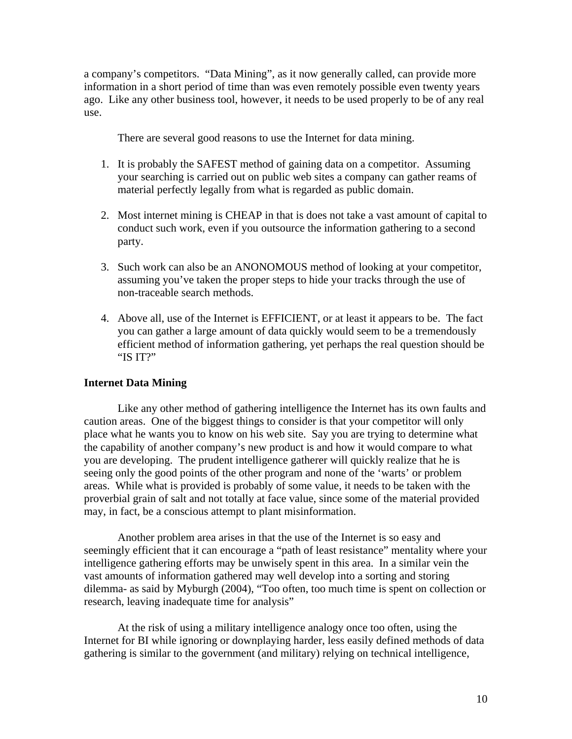a company's competitors. "Data Mining", as it now generally called, can provide more information in a short period of time than was even remotely possible even twenty years ago. Like any other business tool, however, it needs to be used properly to be of any real use.

There are several good reasons to use the Internet for data mining.

1. It is probably the SAFEST method of gaining data on a competitor. Assuming your searching is carried out on public web sites a company can gather reams of material perfectly legally from what is regarded as public domain.

2. Most internet mining is CHEAP in that is does not take a vast amount of capital to conduct such work, even if you outsource the information gathering to a second party.

3. Such work can also be an ANONOMOUS method of looking at your competitor, assuming you've taken the proper steps to hide your tracks through the use of non-traceable search methods.

4. Above all, use of the Internet is EFFICIENT, or at least it appears to be. The fact you can gather a large amount of data quickly would seem to be a tremendously efficient method of information gathering, yet perhaps the real question should be "IS IT?"

**Internet Data Mining**

Like any other method of gathering intelligence the Internet has its own faults and caution areas. One of the biggest things to consider is that your competitor will only place what he wants you to know on his web site. Say you are trying to determine what the capability of another company's new product is and how it would compare to what you are developing. The prudent intelligence gatherer will quickly realize that he is seeing only the good points of the other program and none of the 'warts' or problem areas. While what is provided is probably of some value, it needs to be taken with the proverbial grain of salt and not totally at face value, since some of the material provided may, in fact, be a conscious attempt to plant misinformation.

Another problem area arises in that the use of the Internet is so easy and seemingly efficient that it can encourage a "path of least resistance" mentality where your intelligence gathering efforts may be unwisely spent in this area. In a similar vein the vast amounts of information gathered may well develop into a sorting and storing dilemma- as said by Myburgh (2004), "Too often, too much time is spent on collection or research, leaving inadequate time for analysis"

At the risk of using a military intelligence analogy once too often, using the Internet for BI while ignoring or downplaying harder, less easily defined methods of data gathering is similar to the government (and military) relying on technical intelligence,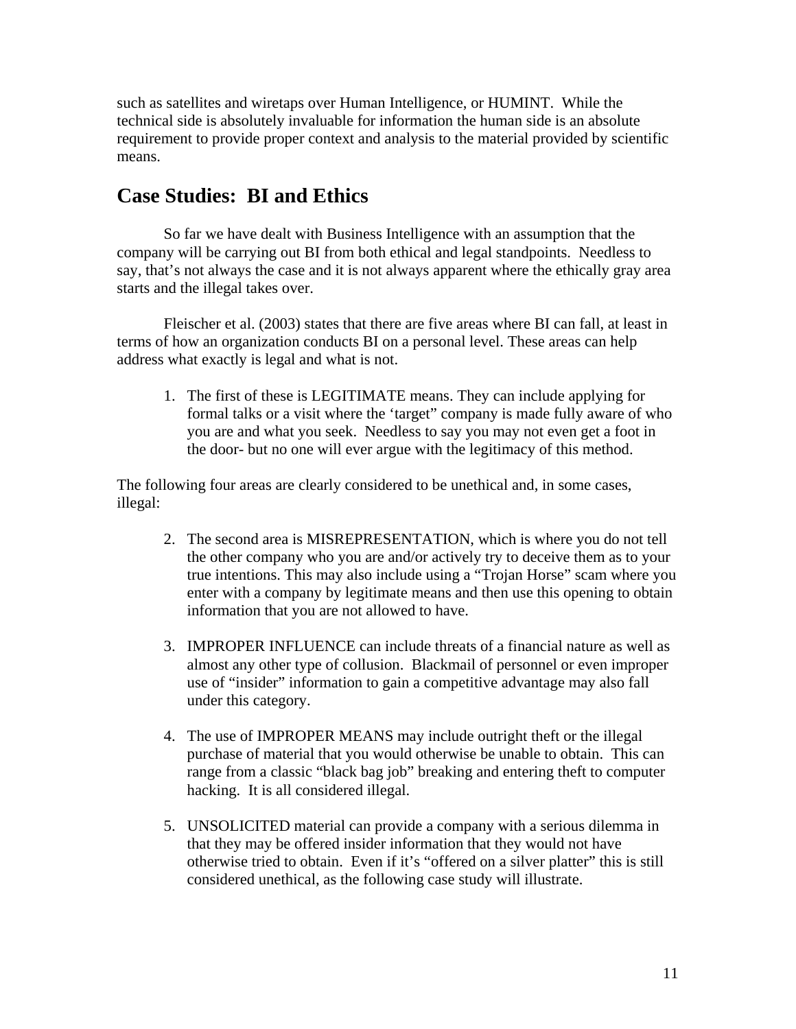such as satellites and wiretaps over Human Intelligence, or HUMINT. While the technical side is absolutely invaluable for information the human side is an absolute requirement to provide proper context and analysis to the material provided by scientific means.

## Case Studies: BI and Ethics

So far we have dealt with Business Intelligence with an assumption that the company will be carrying out BI from both ethical and legal standpoints. Needless to say, that's not always the case and it is not always apparent where the ethically gray area starts and the illegal takes over.

Fleischer et al. (2003) states that there are five areas where BI can fall, at least in terms of how an organization conducts BI on a personal level. These areas can help address what exactly is legal and what is not.

1. The first of these is LEGITIMATE means. They can include applying for formal talks or a visit where the 'target" company is made fully aware of who you are and what you seek. Needless to say you may not even get a foot in the door- but no one will ever argue with the legitimacy of this method.

The following four areas are clearly considered to be unethical and, in some cases, illegal:

2. The second area is MISREPRESENTATION, which is where you do not tell the other company who you are and/or actively try to deceive them as to your true intentions. This may also include using a "Trojan Horse" scam where you enter with a company by legitimate means and then use this opening to obtain information that you are not allowed to have.

3. IMPROPER INFLUENCE can include threats of a financial nature as well as almost any other type of collusion. Blackmail of personnel or even improper use of "insider" information to gain a competitive advantage may also fall under this category.

4. The use of IMPROPER MEANS may include outright theft or the illegal purchase of material that you would otherwise be unable to obtain. This can range from a classic "black bag job" breaking and entering theft to computer hacking. It is all considered illegal.

5. UNSOLICITED material can provide a company with a serious dilemma in that they may be offered insider information that they would not have otherwise tried to obtain. Even if it's "offered on a silver platter" this is still considered unethical, as the following case study will illustrate.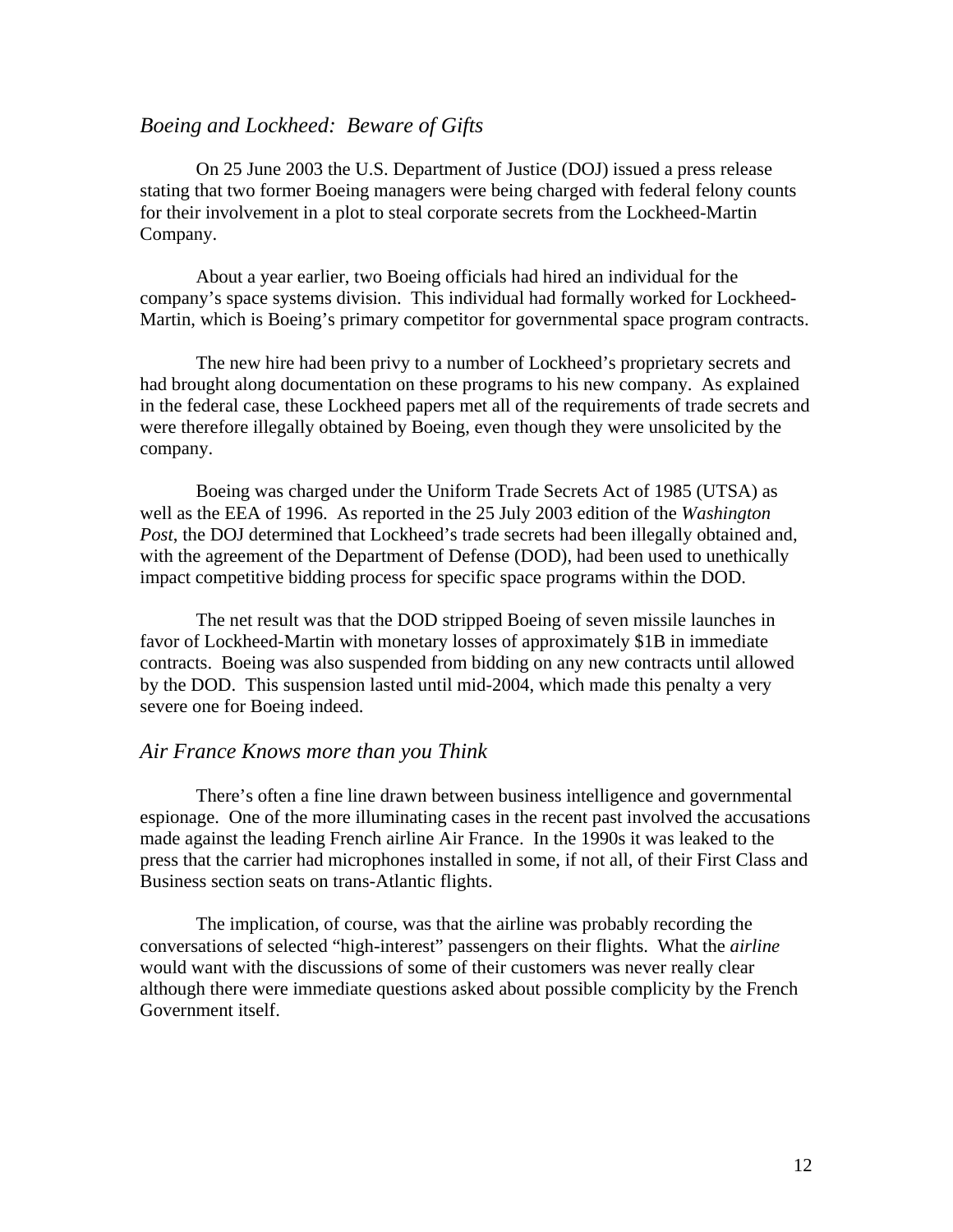### *Boeing and Lockheed: Beware of Gifts*

On 25 June 2003 the U.S. Department of Justice (DOJ) issued a press release stating that two former Boeing managers were being charged with federal felony counts for their involvement in a plot to steal corporate secrets from the Lockheed-Martin Company.

About a year earlier, two Boeing officials had hired an individual for the company's space systems division. This individual had formally worked for Lockheed-Martin, which is Boeing's primary competitor for governmental space program contracts.

The new hire had been privy to a number of Lockheed's proprietary secrets and had brought along documentation on these programs to his new company. As explained in the federal case, these Lockheed papers met all of the requirements of trade secrets and were therefore illegally obtained by Boeing, even though they were unsolicited by the company.

Boeing was charged under the Uniform Trade Secrets Act of 1985 (UTSA) as well as the EEA of 1996. As reported in the 25 July 2003 edition of the *Washington Post*, the DOJ determined that Lockheed's trade secrets had been illegally obtained and, with the agreement of the Department of Defense (DOD), had been used to unethically impact competitive bidding process for specific space programs within the DOD.

The net result was that the DOD stripped Boeing of seven missile launches in favor of Lockheed-Martin with monetary losses of approximately $1B in immediate contracts. Boeing was also suspended from bidding on any new contracts until allowed by the DOD. This suspension lasted until mid-2004, which made this penalty a very severe one for Boeing indeed.

### *Air France Knows more than you Think*

There's often a fine line drawn between business intelligence and governmental espionage. One of the more illuminating cases in the recent past involved the accusations made against the leading French airline Air France. In the 1990s it was leaked to the press that the carrier had microphones installed in some, if not all, of their First Class and Business section seats on trans-Atlantic flights.

The implication, of course, was that the airline was probably recording the conversations of selected "high-interest" passengers on their flights. What the *airline* would want with the discussions of some of their customers was never really clear although there were immediate questions asked about possible complicity by the French Government itself.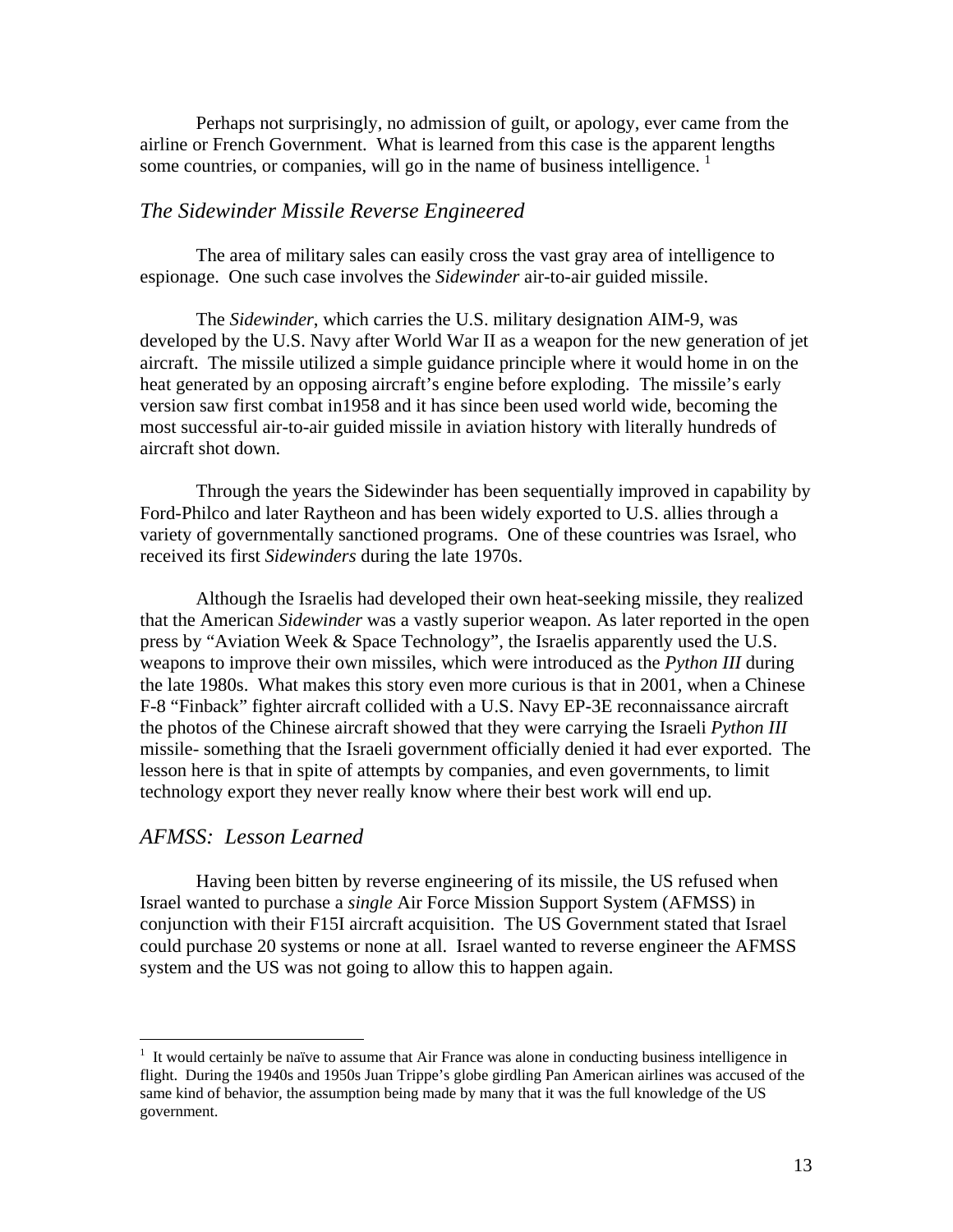Perhaps not surprisingly, no admission of guilt, or apology, ever came from the airline or French Government. What is learned from this case is the apparent lengths some countries, or companies, will go in the name of business intelligence. [1]

### *The Sidewinder Missile Reverse Engineered*

The area of military sales can easily cross the vast gray area of intelligence to espionage. One such case involves the *Sidewinder* air-to-air guided missile.

The *Sidewinder*, which carries the U.S. military designation AIM-9, was developed by the U.S. Navy after World War II as a weapon for the new generation of jet aircraft. The missile utilized a simple guidance principle where it would home in on the heat generated by an opposing aircraft's engine before exploding. The missile's early version saw first combat in1958 and it has since been used world wide, becoming the most successful air-to-air guided missile in aviation history with literally hundreds of aircraft shot down.

Through the years the Sidewinder has been sequentially improved in capability by Ford-Philco and later Raytheon and has been widely exported to U.S. allies through a variety of governmentally sanctioned programs. One of these countries was Israel, who received its first *Sidewinders* during the late 1970s.

Although the Israelis had developed their own heat-seeking missile, they realized that the American *Sidewinder* was a vastly superior weapon. As later reported in the open press by "Aviation Week & Space Technology", the Israelis apparently used the U.S. weapons to improve their own missiles, which were introduced as the *Python III* during the late 1980s. What makes this story even more curious is that in 2001, when a Chinese F-8 "Finback" fighter aircraft collided with a U.S. Navy EP-3E reconnaissance aircraft the photos of the Chinese aircraft showed that they were carrying the Israeli *Python III* missile- something that the Israeli government officially denied it had ever exported. The lesson here is that in spite of attempts by companies, and even governments, to limit technology export they never really know where their best work will end up.

### *AFMSS: Lesson Learned*

Having been bitten by reverse engineering of its missile, the US refused when Israel wanted to purchase a *single* Air Force Mission Support System (AFMSS) in conjunction with their F15I aircraft acquisition. The US Government stated that Israel could purchase 20 systems or none at all. Israel wanted to reverse engineer the AFMSS system and the US was not going to allow this to happen again.

---

[1] It would certainly be naïve to assume that Air France was alone in conducting business intelligence in flight. During the 1940s and 1950s Juan Trippe's globe girdling Pan American airlines was accused of the same kind of behavior, the assumption being made by many that it was the full knowledge of the US government.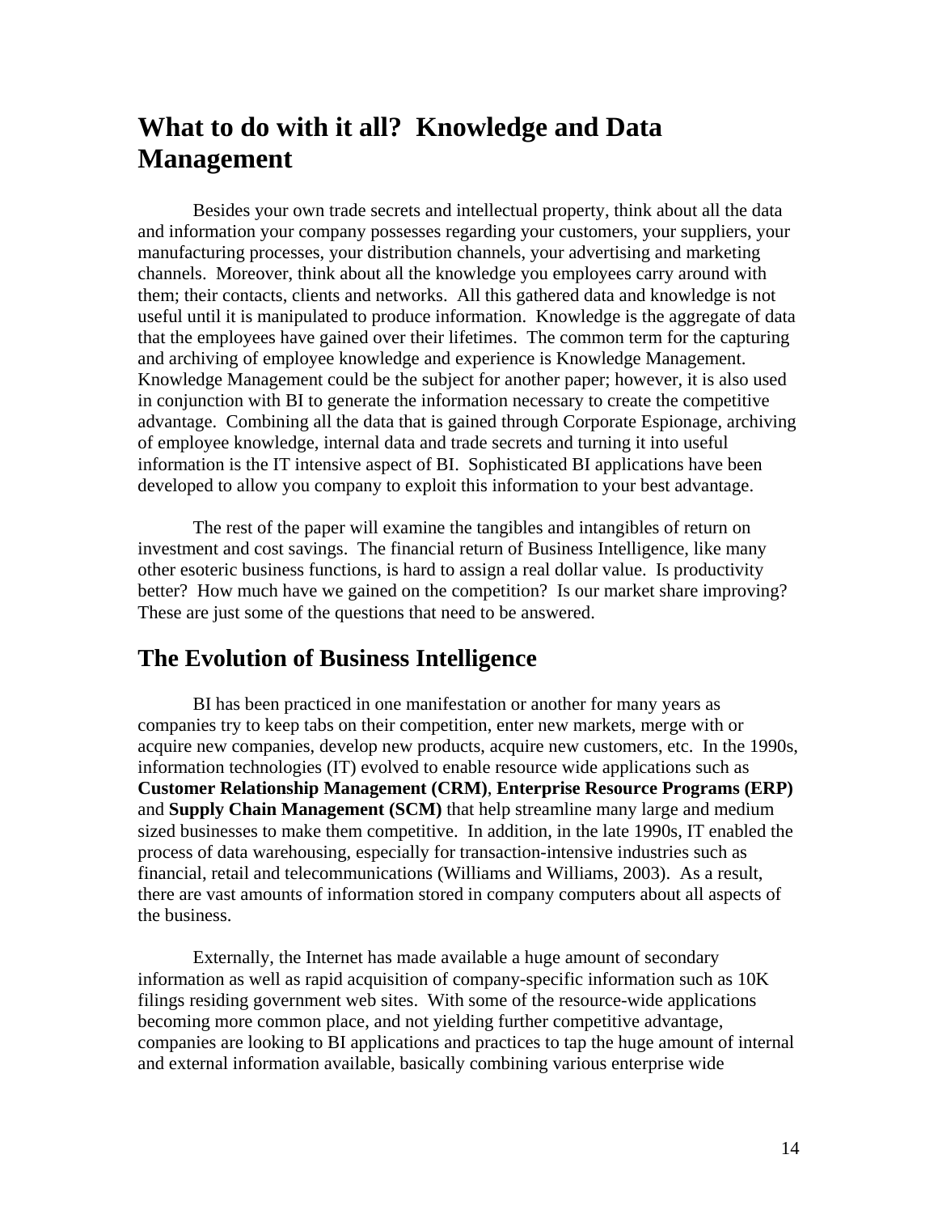## What to do with it all? Knowledge and Data Management

Besides your own trade secrets and intellectual property, think about all the data and information your company possesses regarding your customers, your suppliers, your manufacturing processes, your distribution channels, your advertising and marketing channels. Moreover, think about all the knowledge you employees carry around with them; their contacts, clients and networks. All this gathered data and knowledge is not useful until it is manipulated to produce information. Knowledge is the aggregate of data that the employees have gained over their lifetimes. The common term for the capturing and archiving of employee knowledge and experience is Knowledge Management. Knowledge Management could be the subject for another paper; however, it is also used in conjunction with BI to generate the information necessary to create the competitive advantage. Combining all the data that is gained through Corporate Espionage, archiving of employee knowledge, internal data and trade secrets and turning it into useful information is the IT intensive aspect of BI. Sophisticated BI applications have been developed to allow you company to exploit this information to your best advantage.

The rest of the paper will examine the tangibles and intangibles of return on investment and cost savings. The financial return of Business Intelligence, like many other esoteric business functions, is hard to assign a real dollar value. Is productivity better? How much have we gained on the competition? Is our market share improving? These are just some of the questions that need to be answered.

## The Evolution of Business Intelligence

BI has been practiced in one manifestation or another for many years as companies try to keep tabs on their competition, enter new markets, merge with or acquire new companies, develop new products, acquire new customers, etc. In the 1990s, information technologies (IT) evolved to enable resource wide applications such as **Customer Relationship Management (CRM)**, **Enterprise Resource Programs (ERP)** and **Supply Chain Management (SCM)** that help streamline many large and medium sized businesses to make them competitive. In addition, in the late 1990s, IT enabled the process of data warehousing, especially for transaction-intensive industries such as financial, retail and telecommunications (Williams and Williams, 2003). As a result, there are vast amounts of information stored in company computers about all aspects of the business.

Externally, the Internet has made available a huge amount of secondary information as well as rapid acquisition of company-specific information such as 10K filings residing government web sites. With some of the resource-wide applications becoming more common place, and not yielding further competitive advantage, companies are looking to BI applications and practices to tap the huge amount of internal and external information available, basically combining various enterprise wide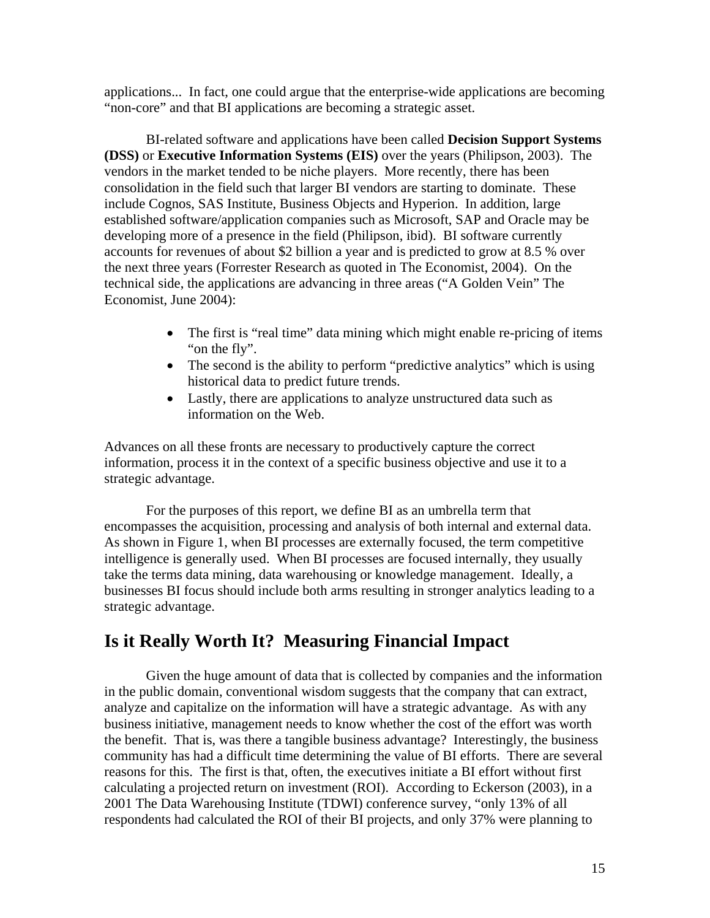applications... In fact, one could argue that the enterprise-wide applications are becoming "non-core" and that BI applications are becoming a strategic asset.

BI-related software and applications have been called **Decision Support Systems (DSS)** or **Executive Information Systems (EIS)** over the years (Philipson, 2003). The vendors in the market tended to be niche players. More recently, there has been consolidation in the field such that larger BI vendors are starting to dominate. These include Cognos, SAS Institute, Business Objects and Hyperion. In addition, large established software/application companies such as Microsoft, SAP and Oracle may be developing more of a presence in the field (Philipson, ibid). BI software currently accounts for revenues of about $2 billion a year and is predicted to grow at 8.5 % over the next three years (Forrester Research as quoted in The Economist, 2004). On the technical side, the applications are advancing in three areas ("A Golden Vein" The Economist, June 2004):

- The first is "real time" data mining which might enable re-pricing of items "on the fly".
- The second is the ability to perform "predictive analytics" which is using historical data to predict future trends.
- Lastly, there are applications to analyze unstructured data such as information on the Web.

Advances on all these fronts are necessary to productively capture the correct information, process it in the context of a specific business objective and use it to a strategic advantage.

For the purposes of this report, we define BI as an umbrella term that encompasses the acquisition, processing and analysis of both internal and external data. As shown in Figure 1, when BI processes are externally focused, the term competitive intelligence is generally used. When BI processes are focused internally, they usually take the terms data mining, data warehousing or knowledge management. Ideally, a businesses BI focus should include both arms resulting in stronger analytics leading to a strategic advantage.

## Is it Really Worth It? Measuring Financial Impact

Given the huge amount of data that is collected by companies and the information in the public domain, conventional wisdom suggests that the company that can extract, analyze and capitalize on the information will have a strategic advantage. As with any business initiative, management needs to know whether the cost of the effort was worth the benefit. That is, was there a tangible business advantage? Interestingly, the business community has had a difficult time determining the value of BI efforts. There are several reasons for this. The first is that, often, the executives initiate a BI effort without first calculating a projected return on investment (ROI). According to Eckerson (2003), in a 2001 The Data Warehousing Institute (TDWI) conference survey, "only 13% of all respondents had calculated the ROI of their BI projects, and only 37% were planning to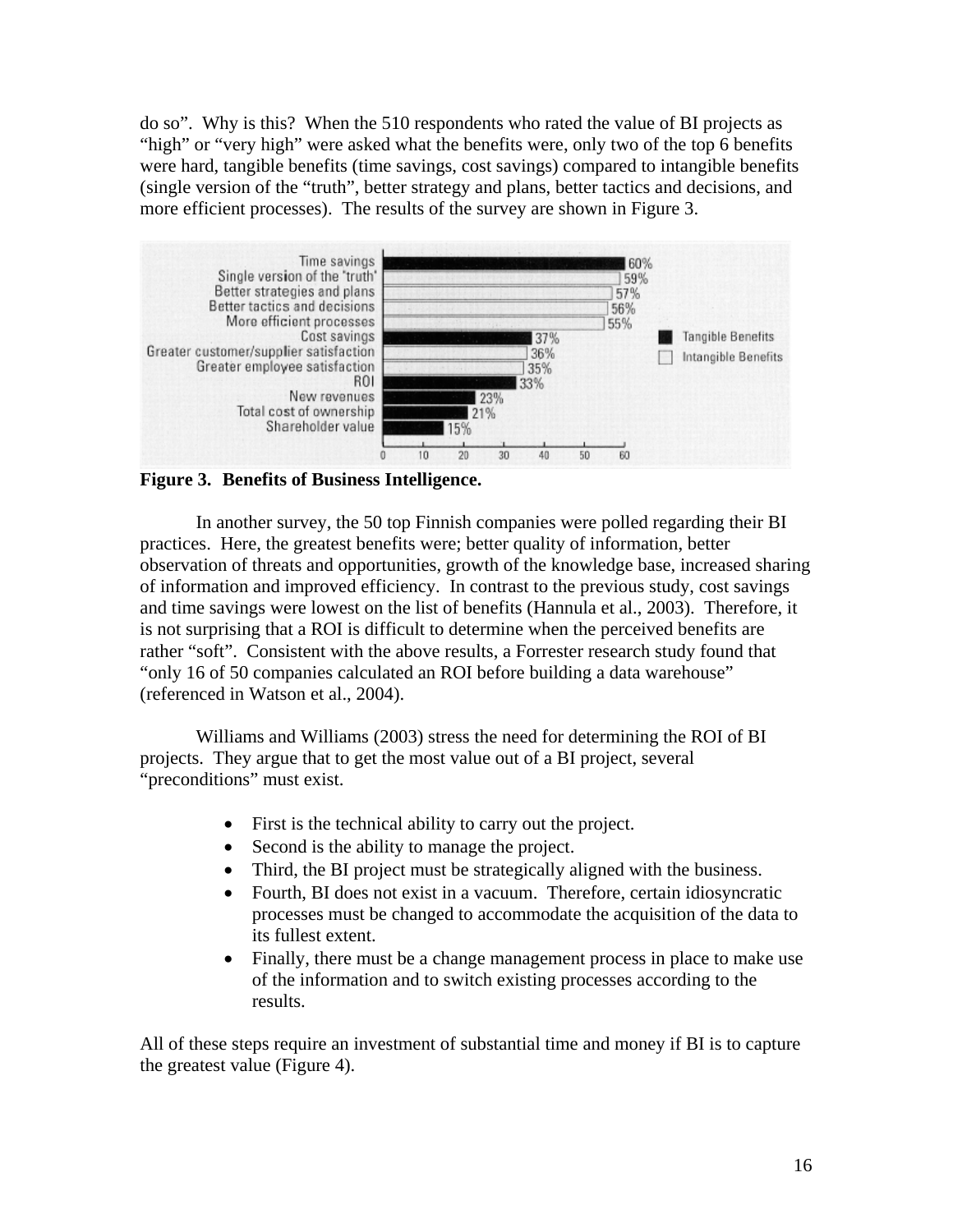do so". Why is this? When the 510 respondents who rated the value of BI projects as "high" or "very high" were asked what the benefits were, only two of the top 6 benefits were hard, tangible benefits (time savings, cost savings) compared to intangible benefits (single version of the "truth", better strategy and plans, better tactics and decisions, and more efficient processes). The results of the survey are shown in Figure 3.

| Benefit | Type | Percentage |
|---|---|---|
| Time savings | Tangible Benefits | 60% |
| Single version of the 'truth' | Intangible Benefits | 59% |
| Better strategies and plans | Intangible Benefits | 57% |
| Better tactics and decisions | Intangible Benefits | 56% |
| More efficient processes | Intangible Benefits | 55% |
| Cost savings | Tangible Benefits | 37% |
| Greater customer/supplier satisfaction | Intangible Benefits | 36% |
| Greater employee satisfaction | Intangible Benefits | 35% |
| ROI | Tangible Benefits | 33% |
| New revenues | Tangible Benefits | 23% |
| Total cost of ownership | Tangible Benefits | 21% |
| Shareholder value | Tangible Benefits | 15% |

**Figure 3. Benefits of Business Intelligence.**

In another survey, the 50 top Finnish companies were polled regarding their BI practices. Here, the greatest benefits were; better quality of information, better observation of threats and opportunities, growth of the knowledge base, increased sharing of information and improved efficiency. In contrast to the previous study, cost savings and time savings were lowest on the list of benefits (Hannula et al., 2003). Therefore, it is not surprising that a ROI is difficult to determine when the perceived benefits are rather "soft". Consistent with the above results, a Forrester research study found that "only 16 of 50 companies calculated an ROI before building a data warehouse" (referenced in Watson et al., 2004).

Williams and Williams (2003) stress the need for determining the ROI of BI projects. They argue that to get the most value out of a BI project, several "preconditions" must exist.

- First is the technical ability to carry out the project.
- Second is the ability to manage the project.
- Third, the BI project must be strategically aligned with the business.
- Fourth, BI does not exist in a vacuum. Therefore, certain idiosyncratic processes must be changed to accommodate the acquisition of the data to its fullest extent.
- Finally, there must be a change management process in place to make use of the information and to switch existing processes according to the results.

All of these steps require an investment of substantial time and money if BI is to capture the greatest value (Figure 4).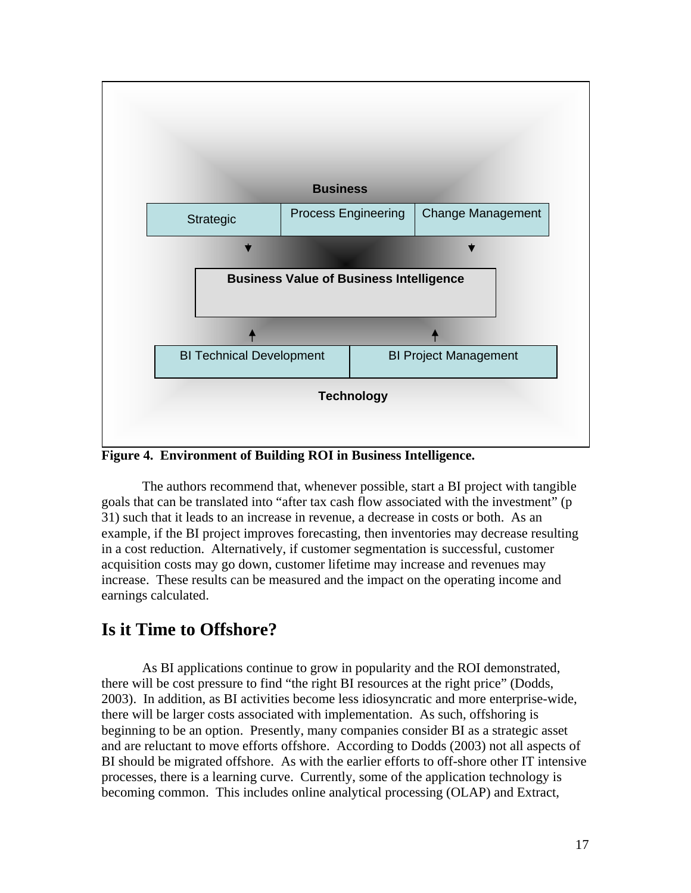Business

| Strategic | Process Engineering | Change Management |
| --- | --- | --- |

Business Value of Business Intelligence

| BI Technical Development | BI Project Management |
| --- | --- |

Technology

**Figure 4. Environment of Building ROI in Business Intelligence.**

The authors recommend that, whenever possible, start a BI project with tangible goals that can be translated into "after tax cash flow associated with the investment" (p 31) such that it leads to an increase in revenue, a decrease in costs or both. As an example, if the BI project improves forecasting, then inventories may decrease resulting in a cost reduction. Alternatively, if customer segmentation is successful, customer acquisition costs may go down, customer lifetime may increase and revenues may increase. These results can be measured and the impact on the operating income and earnings calculated.

## Is it Time to Offshore?

As BI applications continue to grow in popularity and the ROI demonstrated, there will be cost pressure to find "the right BI resources at the right price" (Dodds, 2003). In addition, as BI activities become less idiosyncratic and more enterprise-wide, there will be larger costs associated with implementation. As such, offshoring is beginning to be an option. Presently, many companies consider BI as a strategic asset and are reluctant to move efforts offshore. According to Dodds (2003) not all aspects of BI should be migrated offshore. As with the earlier efforts to off-shore other IT intensive processes, there is a learning curve. Currently, some of the application technology is becoming common. This includes online analytical processing (OLAP) and Extract,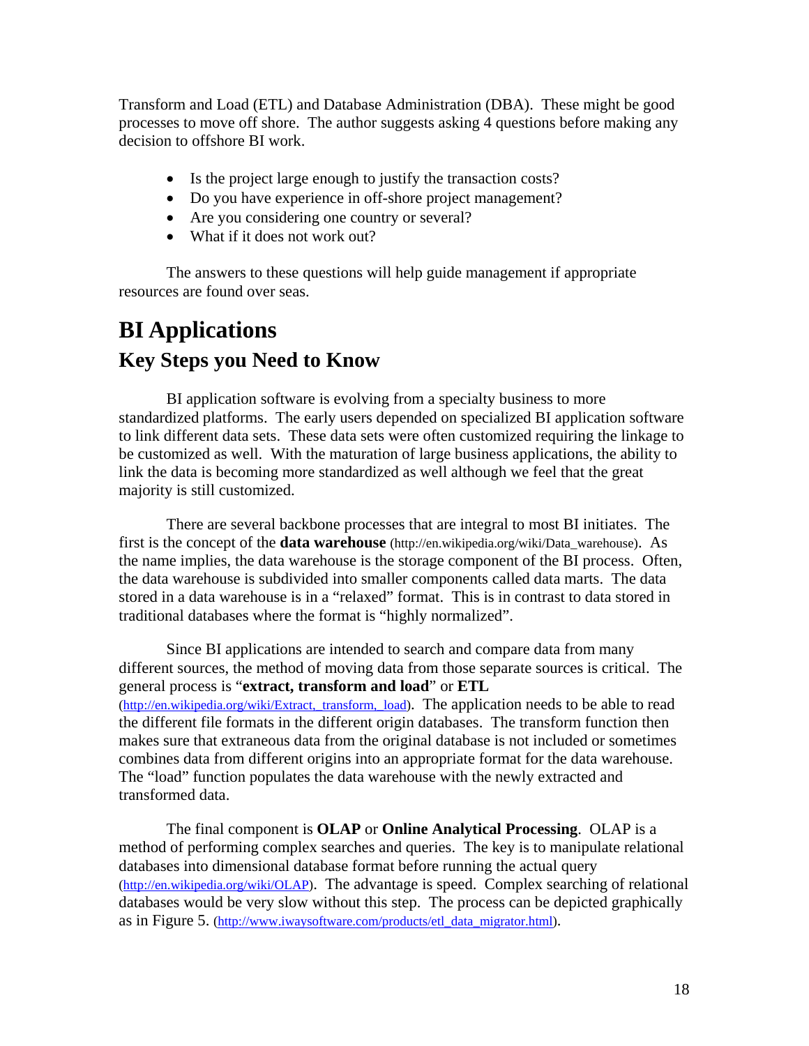Transform and Load (ETL) and Database Administration (DBA). These might be good processes to move off shore. The author suggests asking 4 questions before making any decision to offshore BI work.

- Is the project large enough to justify the transaction costs?
- Do you have experience in off-shore project management?
- Are you considering one country or several?
- What if it does not work out?

The answers to these questions will help guide management if appropriate resources are found over seas.

# BI Applications

## Key Steps you Need to Know

BI application software is evolving from a specialty business to more standardized platforms. The early users depended on specialized BI application software to link different data sets. These data sets were often customized requiring the linkage to be customized as well. With the maturation of large business applications, the ability to link the data is becoming more standardized as well although we feel that the great majority is still customized.

There are several backbone processes that are integral to most BI initiates. The first is the concept of the **data warehouse** (http://en.wikipedia.org/wiki/Data_warehouse). As the name implies, the data warehouse is the storage component of the BI process. Often, the data warehouse is subdivided into smaller components called data marts. The data stored in a data warehouse is in a "relaxed" format. This is in contrast to data stored in traditional databases where the format is "highly normalized".

Since BI applications are intended to search and compare data from many different sources, the method of moving data from those separate sources is critical. The general process is "**extract, transform and load**" or **ETL** (http://en.wikipedia.org/wiki/Extract,_transform,_load). The application needs to be able to read the different file formats in the different origin databases. The transform function then makes sure that extraneous data from the original database is not included or sometimes combines data from different origins into an appropriate format for the data warehouse. The "load" function populates the data warehouse with the newly extracted and transformed data.

The final component is **OLAP** or **Online Analytical Processing**. OLAP is a method of performing complex searches and queries. The key is to manipulate relational databases into dimensional database format before running the actual query (http://en.wikipedia.org/wiki/OLAP). The advantage is speed. Complex searching of relational databases would be very slow without this step. The process can be depicted graphically as in Figure 5. (http://www.iwaysoftware.com/products/etl_data_migrator.html).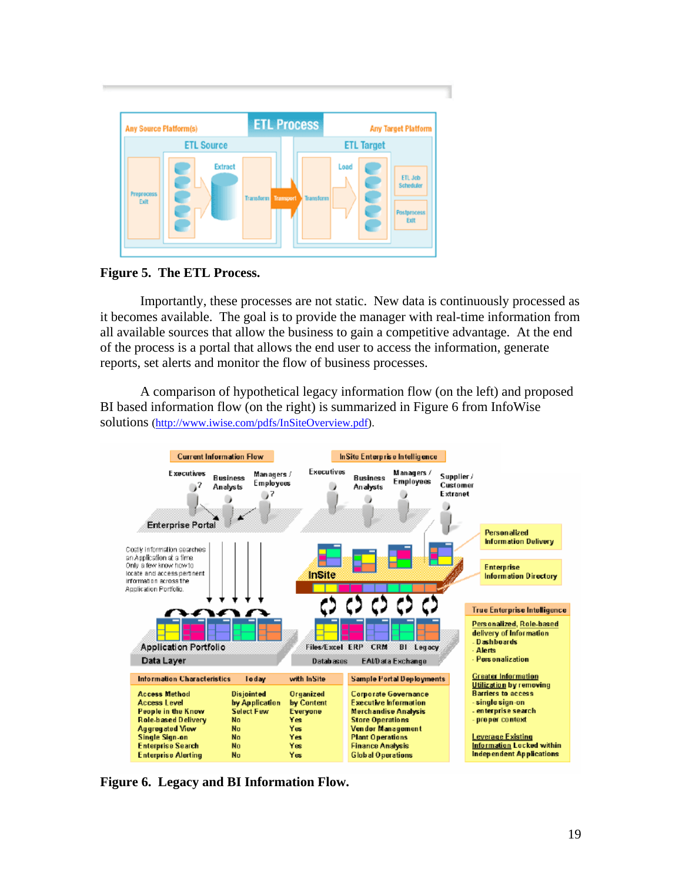**Figure 5. The ETL Process.**

Importantly, these processes are not static. New data is continuously processed as it becomes available. The goal is to provide the manager with real-time information from all available sources that allow the business to gain a competitive advantage. At the end of the process is a portal that allows the end user to access the information, generate reports, set alerts and monitor the flow of business processes.

A comparison of hypothetical legacy information flow (on the left) and proposed BI based information flow (on the right) is summarized in Figure 6 from InfoWise solutions (http://www.iwise.com/pdfs/InSiteOverview.pdf).

**Figure 6. Legacy and BI Information Flow.**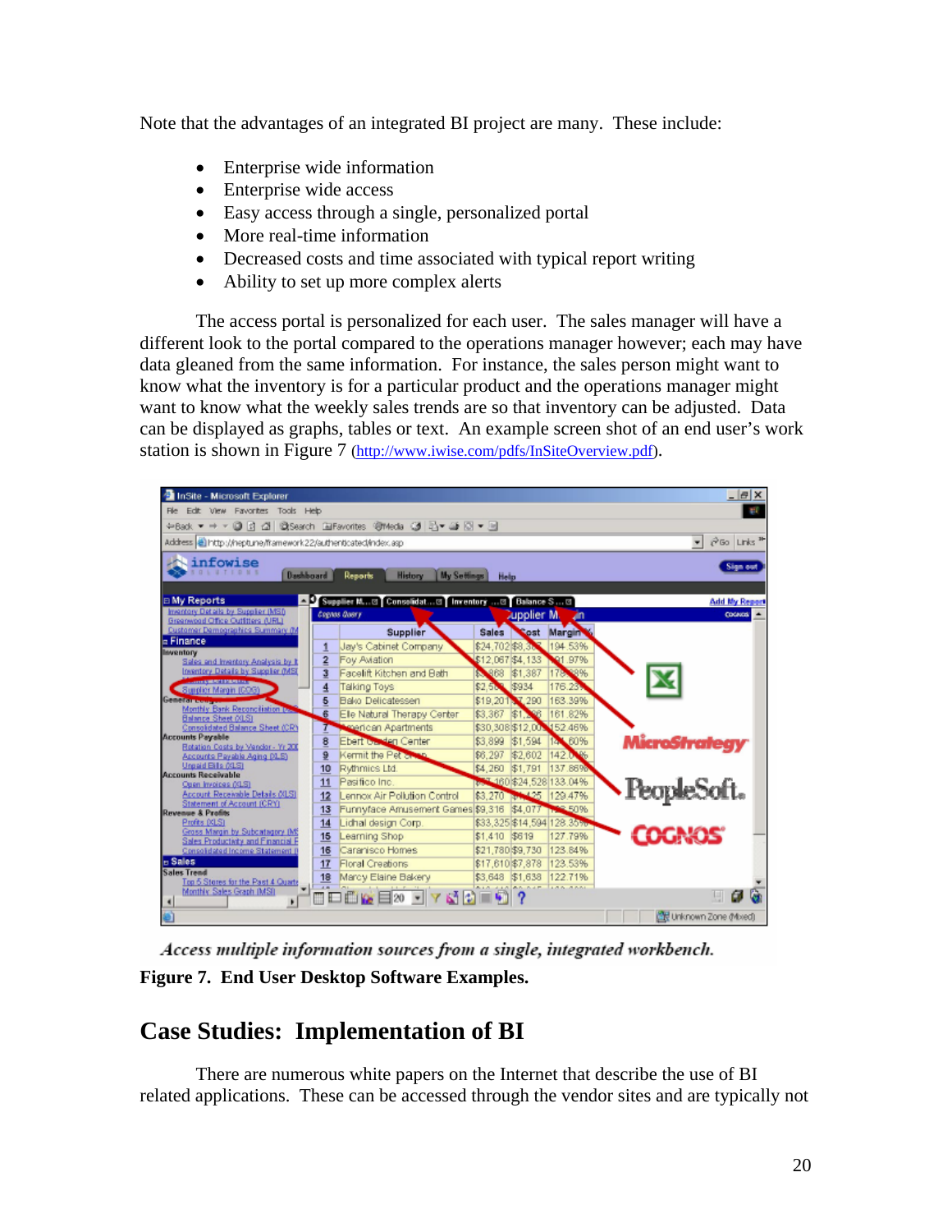Note that the advantages of an integrated BI project are many.  These include:

- Enterprise wide information
- Enterprise wide access
- Easy access through a single, personalized portal
- More real-time information
- Decreased costs and time associated with typical report writing
- Ability to set up more complex alerts

The access portal is personalized for each user.  The sales manager will have a different look to the portal compared to the operations manager however; each may have data gleaned from the same information.  For instance, the sales person might want to know what the inventory is for a particular product and the operations manager might want to know what the weekly sales trends are so that inventory can be adjusted.  Data can be displayed as graphs, tables or text.  An example screen shot of an end user's work station is shown in Figure 7 (http://www.iwise.com/pdfs/InSiteOverview.pdf).

*Access multiple information sources from a single, integrated workbench.*

**Figure 7.  End User Desktop Software Examples.**

## Case Studies:  Implementation of BI

There are numerous white papers on the Internet that describe the use of BI related applications.  These can be accessed through the vendor sites and are typically not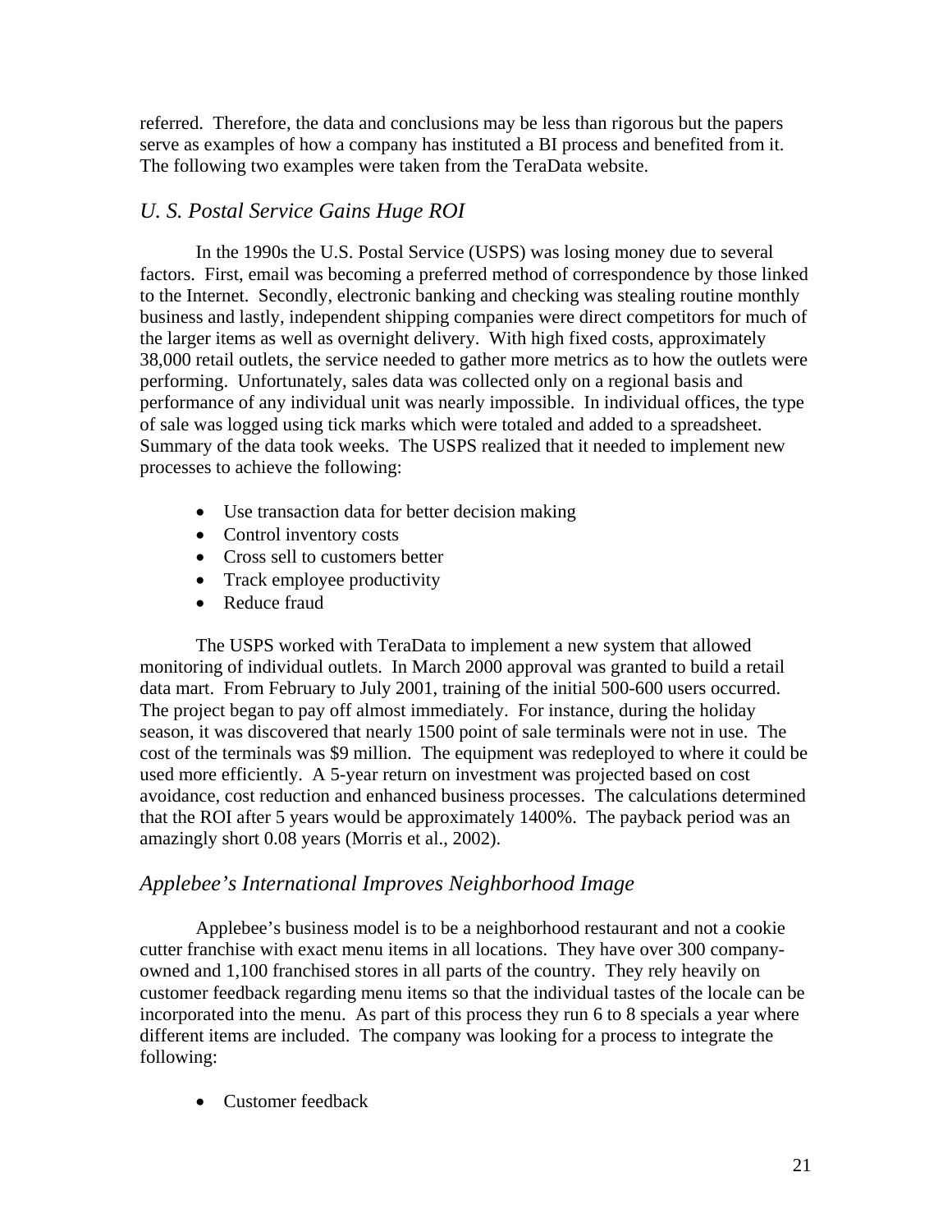referred. Therefore, the data and conclusions may be less than rigorous but the papers serve as examples of how a company has instituted a BI process and benefited from it. The following two examples were taken from the TeraData website.

### *U. S. Postal Service Gains Huge ROI*

In the 1990s the U.S. Postal Service (USPS) was losing money due to several factors. First, email was becoming a preferred method of correspondence by those linked to the Internet. Secondly, electronic banking and checking was stealing routine monthly business and lastly, independent shipping companies were direct competitors for much of the larger items as well as overnight delivery. With high fixed costs, approximately 38,000 retail outlets, the service needed to gather more metrics as to how the outlets were performing. Unfortunately, sales data was collected only on a regional basis and performance of any individual unit was nearly impossible. In individual offices, the type of sale was logged using tick marks which were totaled and added to a spreadsheet. Summary of the data took weeks. The USPS realized that it needed to implement new processes to achieve the following:

- Use transaction data for better decision making
- Control inventory costs
- Cross sell to customers better
- Track employee productivity
- Reduce fraud

The USPS worked with TeraData to implement a new system that allowed monitoring of individual outlets. In March 2000 approval was granted to build a retail data mart. From February to July 2001, training of the initial 500-600 users occurred. The project began to pay off almost immediately. For instance, during the holiday season, it was discovered that nearly 1500 point of sale terminals were not in use. The cost of the terminals was $9 million. The equipment was redeployed to where it could be used more efficiently. A 5-year return on investment was projected based on cost avoidance, cost reduction and enhanced business processes. The calculations determined that the ROI after 5 years would be approximately 1400%. The payback period was an amazingly short 0.08 years (Morris et al., 2002).

### *Applebee's International Improves Neighborhood Image*

Applebee's business model is to be a neighborhood restaurant and not a cookie cutter franchise with exact menu items in all locations. They have over 300 company-owned and 1,100 franchised stores in all parts of the country. They rely heavily on customer feedback regarding menu items so that the individual tastes of the locale can be incorporated into the menu. As part of this process they run 6 to 8 specials a year where different items are included. The company was looking for a process to integrate the following:

- Customer feedback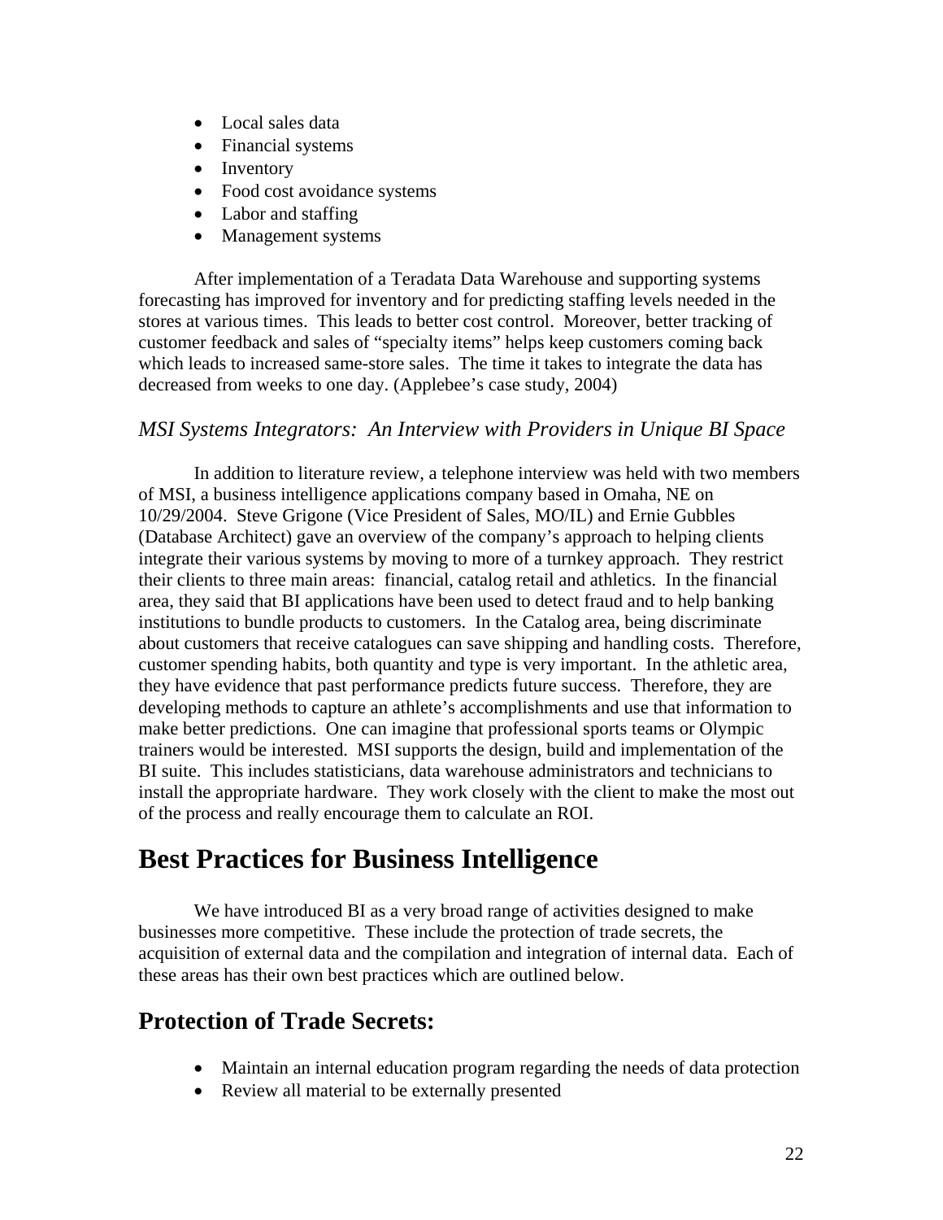- Local sales data
- Financial systems
- Inventory
- Food cost avoidance systems
- Labor and staffing
- Management systems

After implementation of a Teradata Data Warehouse and supporting systems forecasting has improved for inventory and for predicting staffing levels needed in the stores at various times. This leads to better cost control. Moreover, better tracking of customer feedback and sales of "specialty items" helps keep customers coming back which leads to increased same-store sales. The time it takes to integrate the data has decreased from weeks to one day. (Applebee's case study, 2004)

### *MSI Systems Integrators: An Interview with Providers in Unique BI Space*

In addition to literature review, a telephone interview was held with two members of MSI, a business intelligence applications company based in Omaha, NE on 10/29/2004. Steve Grigone (Vice President of Sales, MO/IL) and Ernie Gubbles (Database Architect) gave an overview of the company's approach to helping clients integrate their various systems by moving to more of a turnkey approach. They restrict their clients to three main areas: financial, catalog retail and athletics. In the financial area, they said that BI applications have been used to detect fraud and to help banking institutions to bundle products to customers. In the Catalog area, being discriminate about customers that receive catalogues can save shipping and handling costs. Therefore, customer spending habits, both quantity and type is very important. In the athletic area, they have evidence that past performance predicts future success. Therefore, they are developing methods to capture an athlete's accomplishments and use that information to make better predictions. One can imagine that professional sports teams or Olympic trainers would be interested. MSI supports the design, build and implementation of the BI suite. This includes statisticians, data warehouse administrators and technicians to install the appropriate hardware. They work closely with the client to make the most out of the process and really encourage them to calculate an ROI.

# Best Practices for Business Intelligence

We have introduced BI as a very broad range of activities designed to make businesses more competitive. These include the protection of trade secrets, the acquisition of external data and the compilation and integration of internal data. Each of these areas has their own best practices which are outlined below.

## Protection of Trade Secrets:

- Maintain an internal education program regarding the needs of data protection
- Review all material to be externally presented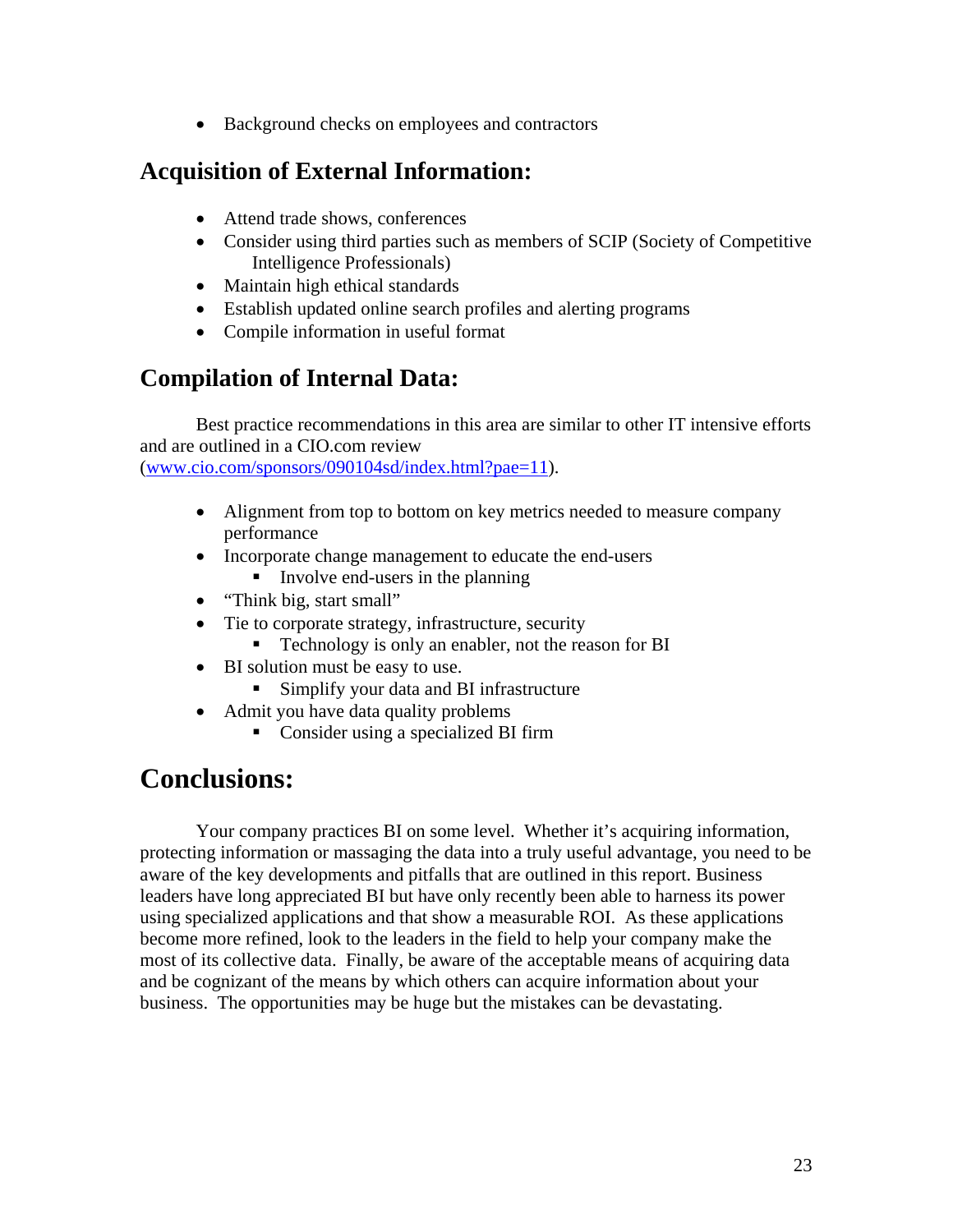- Background checks on employees and contractors

## Acquisition of External Information:

- Attend trade shows, conferences
- Consider using third parties such as members of SCIP (Society of Competitive Intelligence Professionals)
- Maintain high ethical standards
- Establish updated online search profiles and alerting programs
- Compile information in useful format

## Compilation of Internal Data:

Best practice recommendations in this area are similar to other IT intensive efforts and are outlined in a CIO.com review (www.cio.com/sponsors/090104sd/index.html?pae=11).

- Alignment from top to bottom on key metrics needed to measure company performance
- Incorporate change management to educate the end-users
  - Involve end-users in the planning
- "Think big, start small"
- Tie to corporate strategy, infrastructure, security
  - Technology is only an enabler, not the reason for BI
- BI solution must be easy to use.
  - Simplify your data and BI infrastructure
- Admit you have data quality problems
  - Consider using a specialized BI firm

# Conclusions:

Your company practices BI on some level. Whether it's acquiring information, protecting information or massaging the data into a truly useful advantage, you need to be aware of the key developments and pitfalls that are outlined in this report. Business leaders have long appreciated BI but have only recently been able to harness its power using specialized applications and that show a measurable ROI. As these applications become more refined, look to the leaders in the field to help your company make the most of its collective data. Finally, be aware of the acceptable means of acquiring data and be cognizant of the means by which others can acquire information about your business. The opportunities may be huge but the mistakes can be devastating.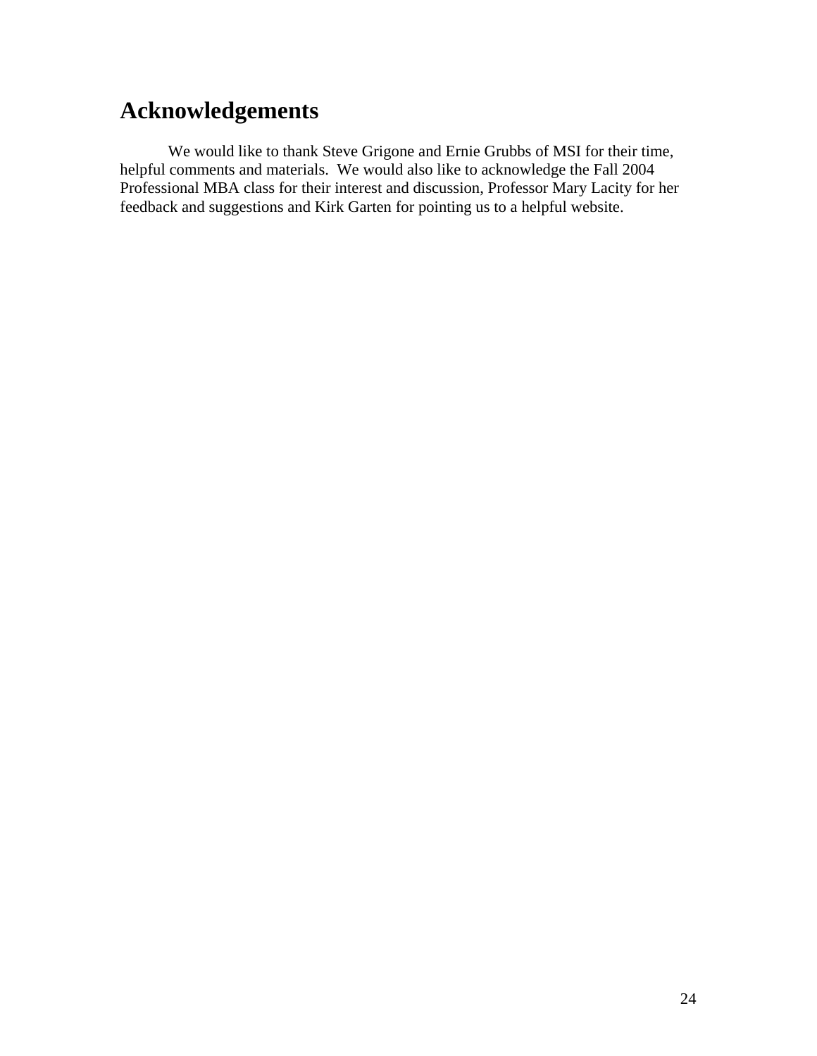# Acknowledgements

We would like to thank Steve Grigone and Ernie Grubbs of MSI for their time, helpful comments and materials. We would also like to acknowledge the Fall 2004 Professional MBA class for their interest and discussion, Professor Mary Lacity for her feedback and suggestions and Kirk Garten for pointing us to a helpful website.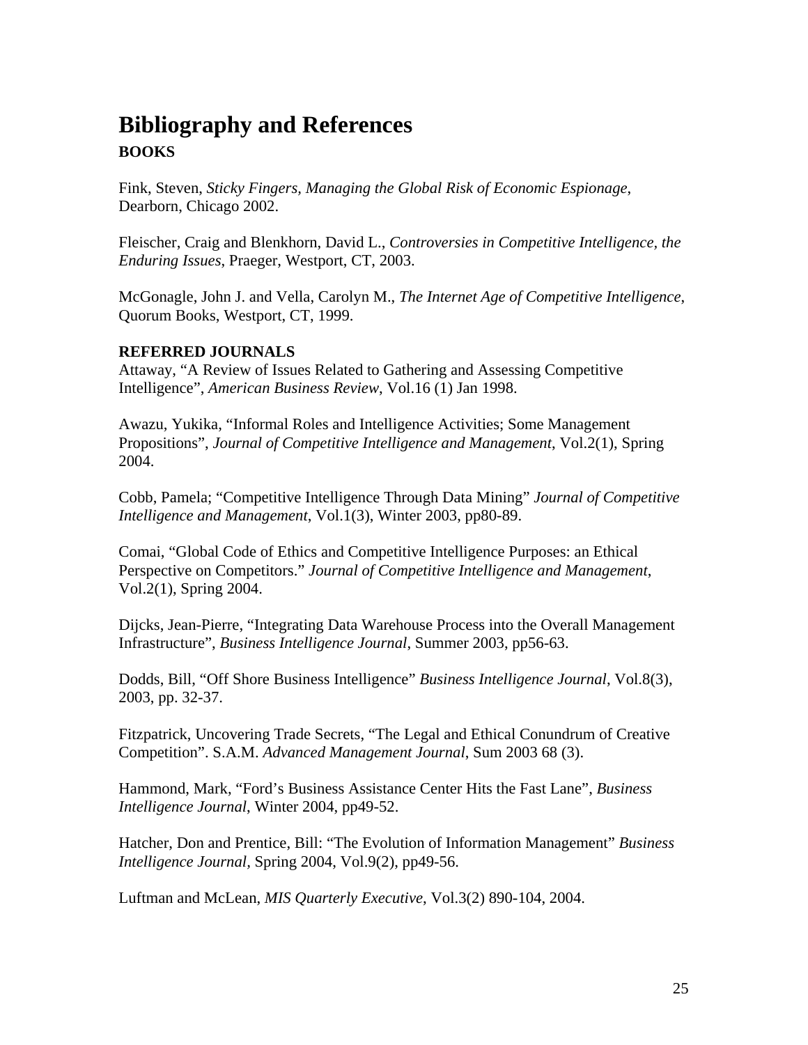# Bibliography and References

## BOOKS

Fink, Steven, *Sticky Fingers, Managing the Global Risk of Economic Espionage*, Dearborn, Chicago 2002.

Fleischer, Craig and Blenkhorn, David L., *Controversies in Competitive Intelligence, the Enduring Issues*, Praeger, Westport, CT, 2003.

McGonagle, John J. and Vella, Carolyn M., *The Internet Age of Competitive Intelligence*, Quorum Books, Westport, CT, 1999.

## REFERRED JOURNALS

Attaway, "A Review of Issues Related to Gathering and Assessing Competitive Intelligence", *American Business Review*, Vol.16 (1) Jan 1998.

Awazu, Yukika, "Informal Roles and Intelligence Activities; Some Management Propositions", *Journal of Competitive Intelligence and Management*, Vol.2(1), Spring 2004.

Cobb, Pamela; "Competitive Intelligence Through Data Mining" *Journal of Competitive Intelligence and Management*, Vol.1(3), Winter 2003, pp80-89.

Comai, "Global Code of Ethics and Competitive Intelligence Purposes: an Ethical Perspective on Competitors." *Journal of Competitive Intelligence and Management*, Vol.2(1), Spring 2004.

Dijcks, Jean-Pierre, "Integrating Data Warehouse Process into the Overall Management Infrastructure", *Business Intelligence Journal*, Summer 2003, pp56-63.

Dodds, Bill, "Off Shore Business Intelligence" *Business Intelligence Journal*, Vol.8(3), 2003, pp. 32-37.

Fitzpatrick, Uncovering Trade Secrets, "The Legal and Ethical Conundrum of Creative Competition". S.A.M. *Advanced Management Journal*, Sum 2003 68 (3).

Hammond, Mark, "Ford's Business Assistance Center Hits the Fast Lane", *Business Intelligence Journal*, Winter 2004, pp49-52.

Hatcher, Don and Prentice, Bill: "The Evolution of Information Management" *Business Intelligence Journal*, Spring 2004, Vol.9(2), pp49-56.

Luftman and McLean, *MIS Quarterly Executive*, Vol.3(2) 890-104, 2004.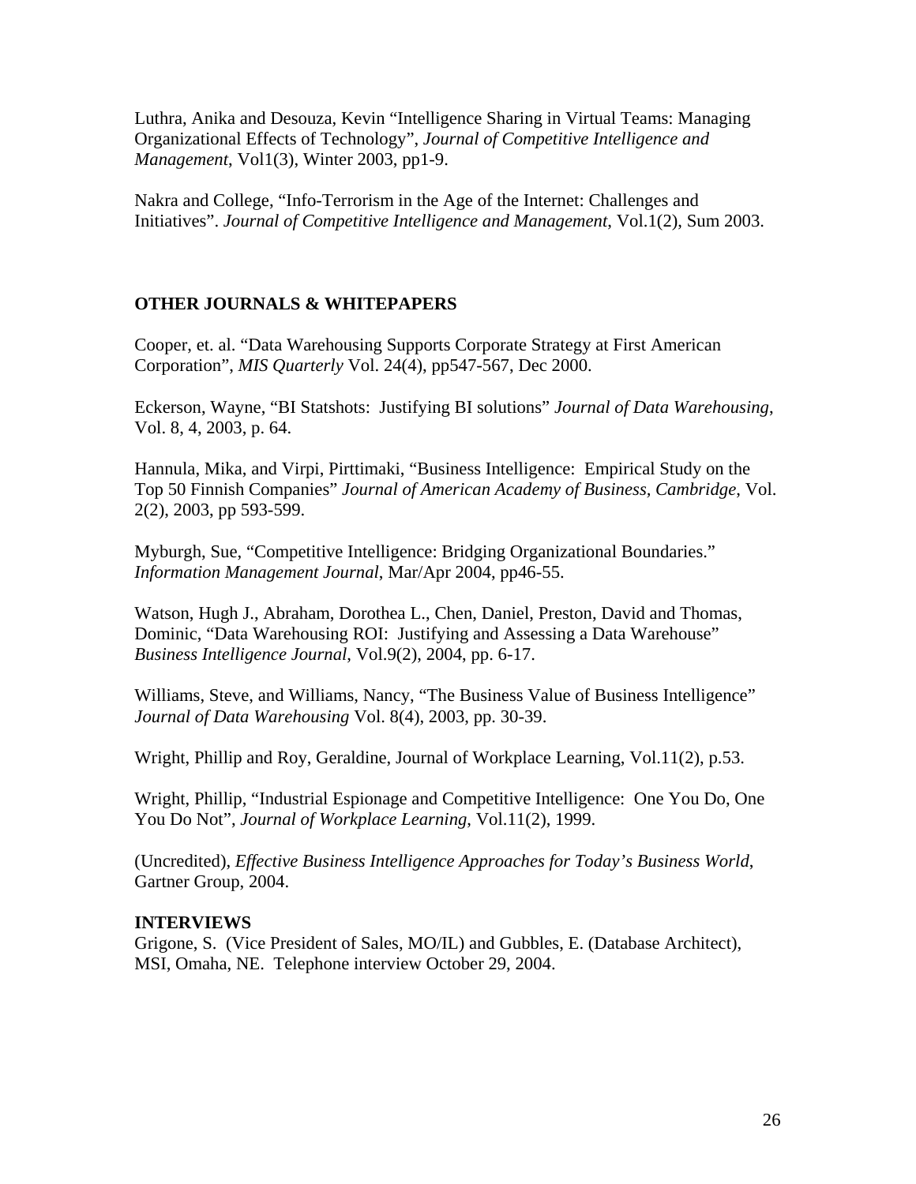Luthra, Anika and Desouza, Kevin "Intelligence Sharing in Virtual Teams: Managing Organizational Effects of Technology", *Journal of Competitive Intelligence and Management*, Vol1(3), Winter 2003, pp1-9.

Nakra and College, "Info-Terrorism in the Age of the Internet: Challenges and Initiatives". *Journal of Competitive Intelligence and Management*, Vol.1(2), Sum 2003.

## OTHER JOURNALS & WHITEPAPERS

Cooper, et. al. "Data Warehousing Supports Corporate Strategy at First American Corporation", *MIS Quarterly* Vol. 24(4), pp547-567, Dec 2000.

Eckerson, Wayne, "BI Statshots: Justifying BI solutions" *Journal of Data Warehousing*, Vol. 8, 4, 2003, p. 64.

Hannula, Mika, and Virpi, Pirttimaki, "Business Intelligence: Empirical Study on the Top 50 Finnish Companies" *Journal of American Academy of Business, Cambridge*, Vol. 2(2), 2003, pp 593-599.

Myburgh, Sue, "Competitive Intelligence: Bridging Organizational Boundaries." *Information Management Journal*, Mar/Apr 2004, pp46-55.

Watson, Hugh J., Abraham, Dorothea L., Chen, Daniel, Preston, David and Thomas, Dominic, "Data Warehousing ROI: Justifying and Assessing a Data Warehouse" *Business Intelligence Journal*, Vol.9(2), 2004, pp. 6-17.

Williams, Steve, and Williams, Nancy, "The Business Value of Business Intelligence" *Journal of Data Warehousing* Vol. 8(4), 2003, pp. 30-39.

Wright, Phillip and Roy, Geraldine, Journal of Workplace Learning, Vol.11(2), p.53.

Wright, Phillip, "Industrial Espionage and Competitive Intelligence: One You Do, One You Do Not", *Journal of Workplace Learning*, Vol.11(2), 1999.

(Uncredited), *Effective Business Intelligence Approaches for Today's Business World*, Gartner Group, 2004.

## INTERVIEWS

Grigone, S. (Vice President of Sales, MO/IL) and Gubbles, E. (Database Architect), MSI, Omaha, NE. Telephone interview October 29, 2004.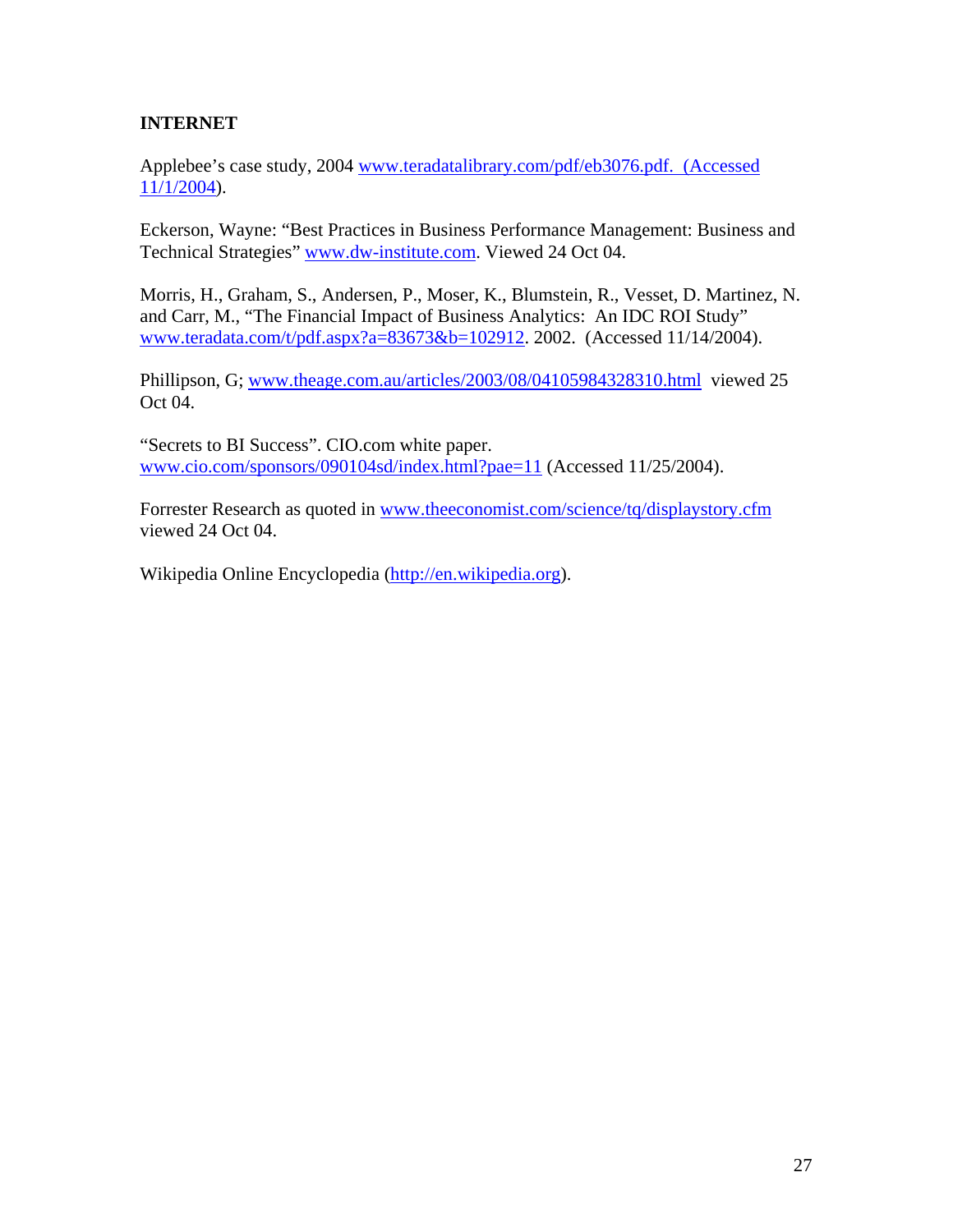**INTERNET**

Applebee's case study, 2004 www.teradatalibrary.com/pdf/eb3076.pdf. (Accessed 11/1/2004).

Eckerson, Wayne: "Best Practices in Business Performance Management: Business and Technical Strategies" www.dw-institute.com. Viewed 24 Oct 04.

Morris, H., Graham, S., Andersen, P., Moser, K., Blumstein, R., Vesset, D. Martinez, N. and Carr, M., "The Financial Impact of Business Analytics: An IDC ROI Study" www.teradata.com/t/pdf.aspx?a=83673&b=102912. 2002. (Accessed 11/14/2004).

Phillipson, G; www.theage.com.au/articles/2003/08/04105984328310.html viewed 25 Oct 04.

"Secrets to BI Success". CIO.com white paper. www.cio.com/sponsors/090104sd/index.html?pae=11 (Accessed 11/25/2004).

Forrester Research as quoted in www.theeconomist.com/science/tq/displaystory.cfm viewed 24 Oct 04.

Wikipedia Online Encyclopedia (http://en.wikipedia.org).